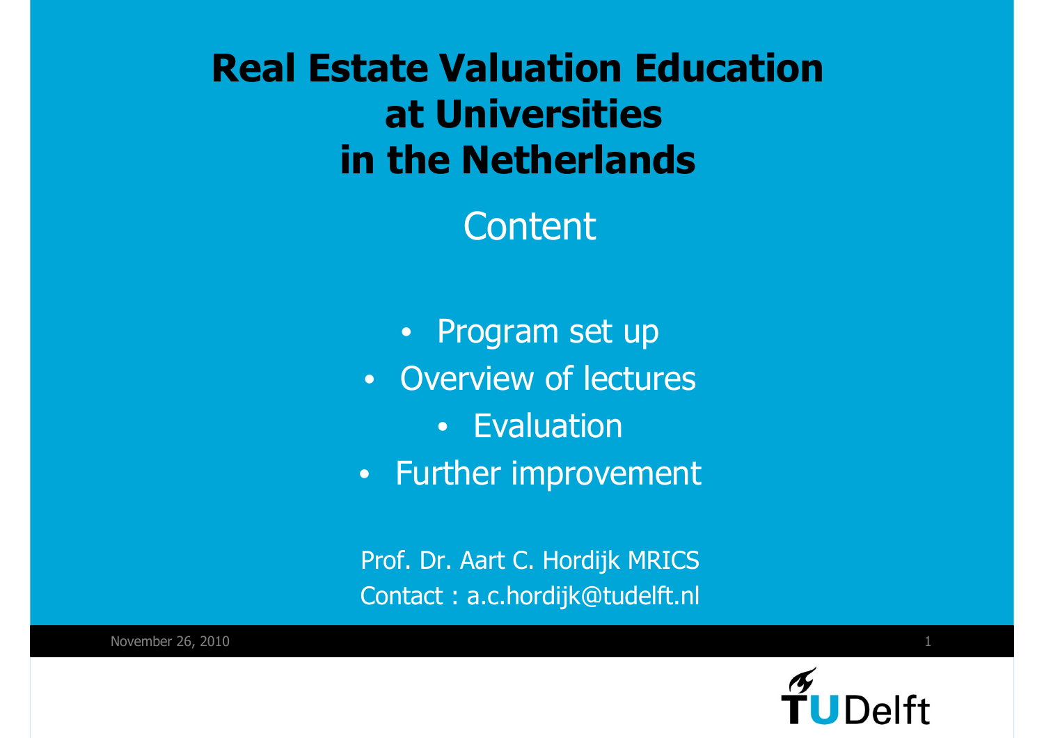# Real Estate Valuation Education at Universities in the Netherlands

## Content

- Program set up
- Overview of lectures
- Evaluation
- Further improvement

Prof. Dr. Aart C. Hordijk MRICS
Contact : a.c.hordijk@tudelft.nl

November 26, 2010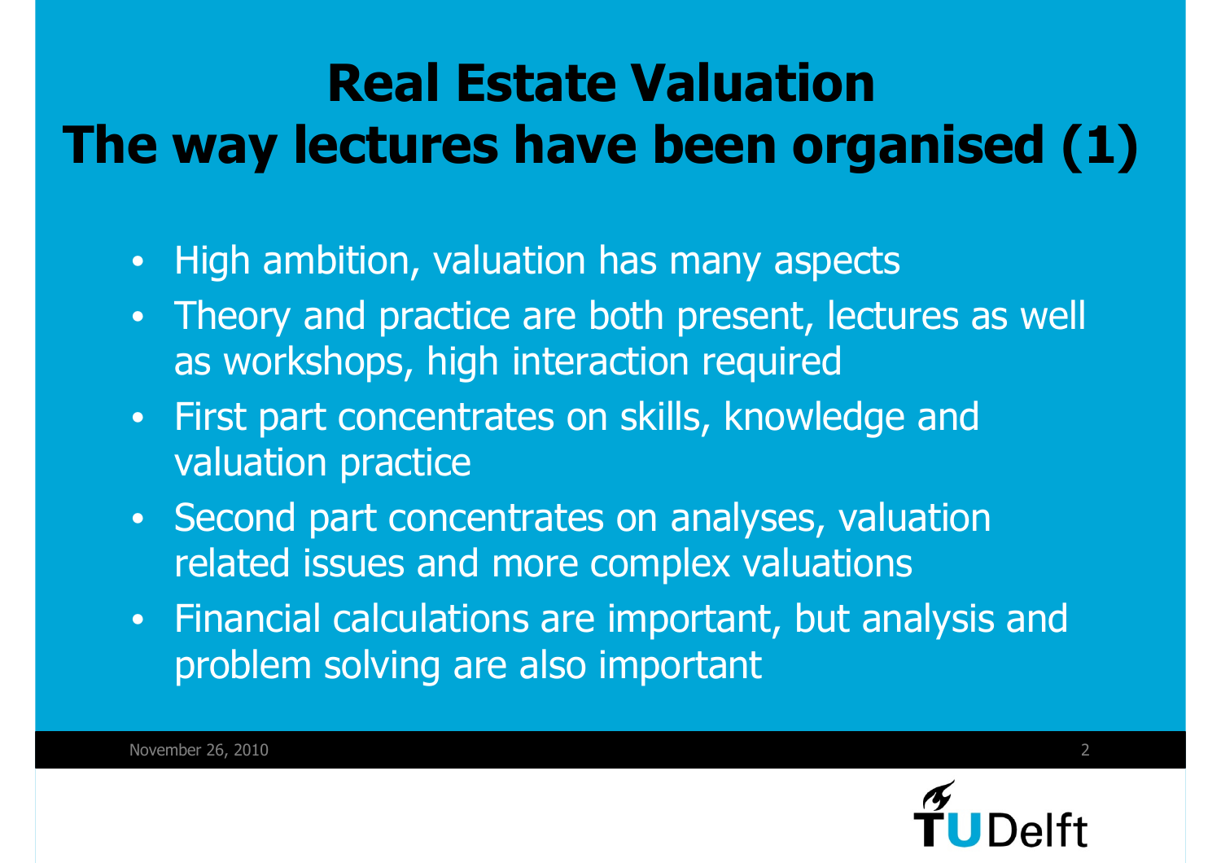# Real Estate Valuation
# The way lectures have been organised (1)

- High ambition, valuation has many aspects
- Theory and practice are both present, lectures as well as workshops, high interaction required
- First part concentrates on skills, knowledge and valuation practice
- Second part concentrates on analyses, valuation related issues and more complex valuations
- Financial calculations are important, but analysis and problem solving are also important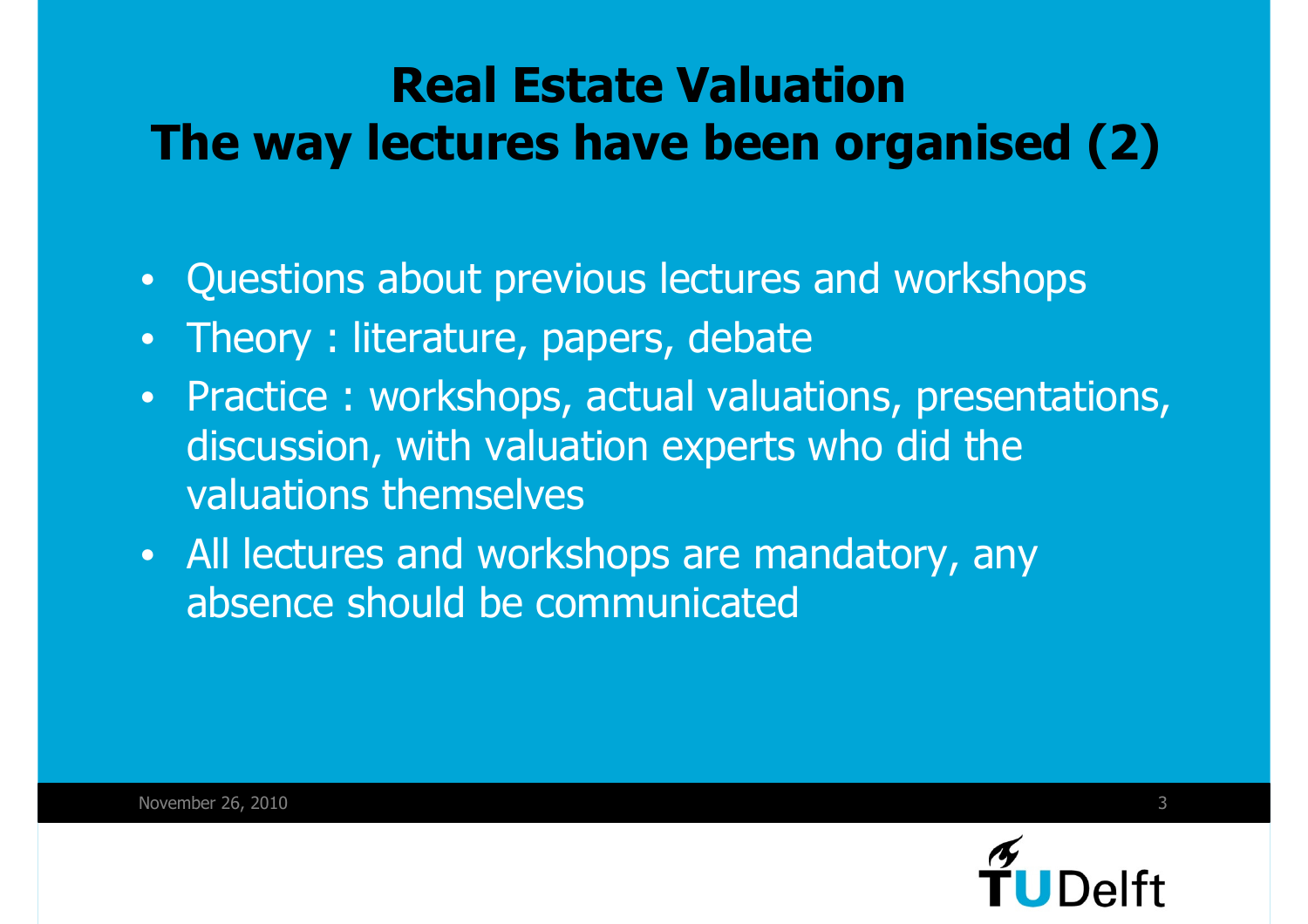# Real Estate Valuation
# The way lectures have been organised (2)

- Questions about previous lectures and workshops
- Theory : literature, papers, debate
- Practice : workshops, actual valuations, presentations, discussion, with valuation experts who did the valuations themselves
- All lectures and workshops are mandatory, any absence should be communicated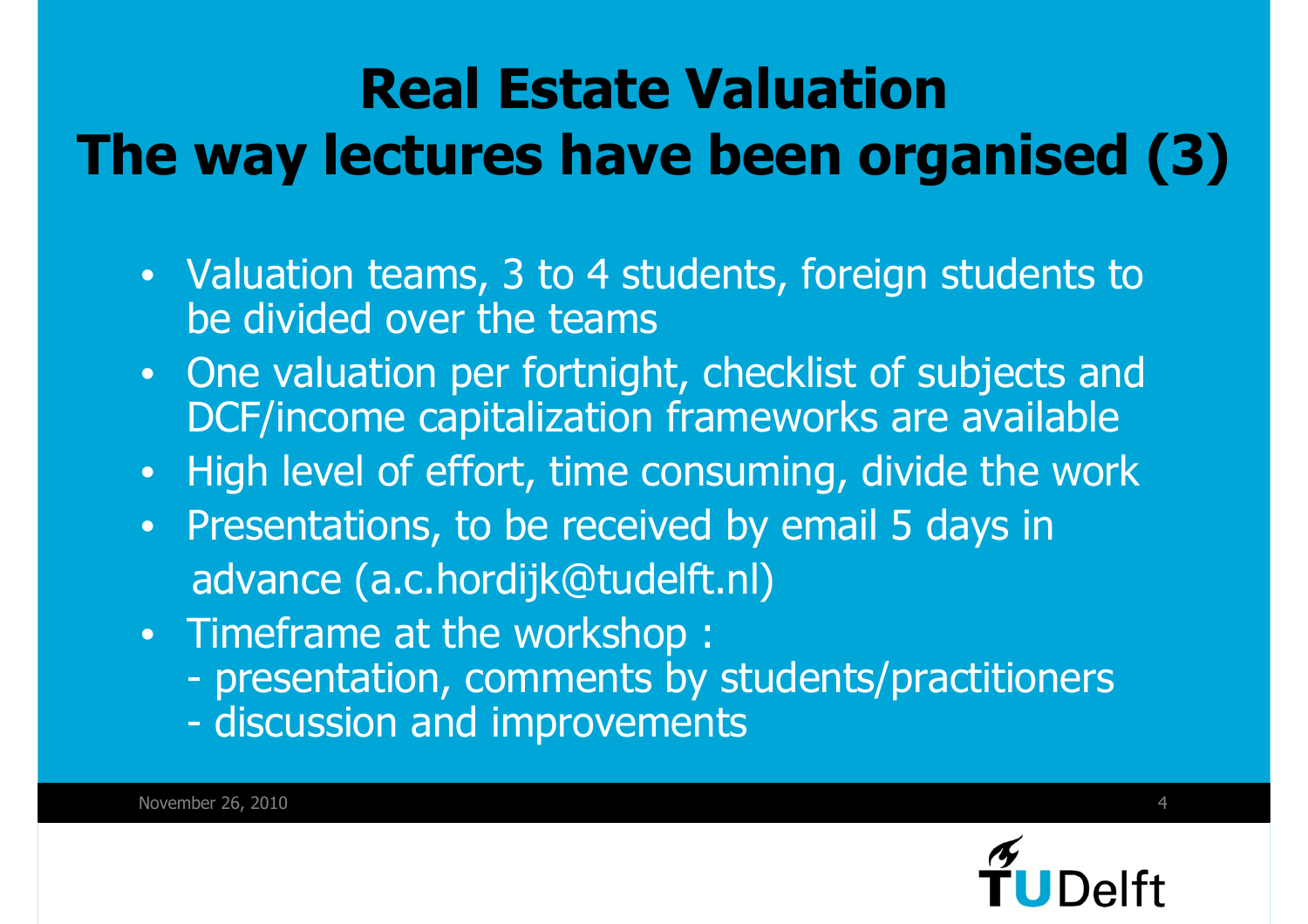# Real Estate Valuation
# The way lectures have been organised (3)

- Valuation teams, 3 to 4 students, foreign students to be divided over the teams
- One valuation per fortnight, checklist of subjects and DCF/income capitalization frameworks are available
- High level of effort, time consuming, divide the work
- Presentations, to be received by email 5 days in advance (a.c.hordijk@tudelft.nl)
- Timeframe at the workshop :
  - presentation, comments by students/practitioners
  - discussion and improvements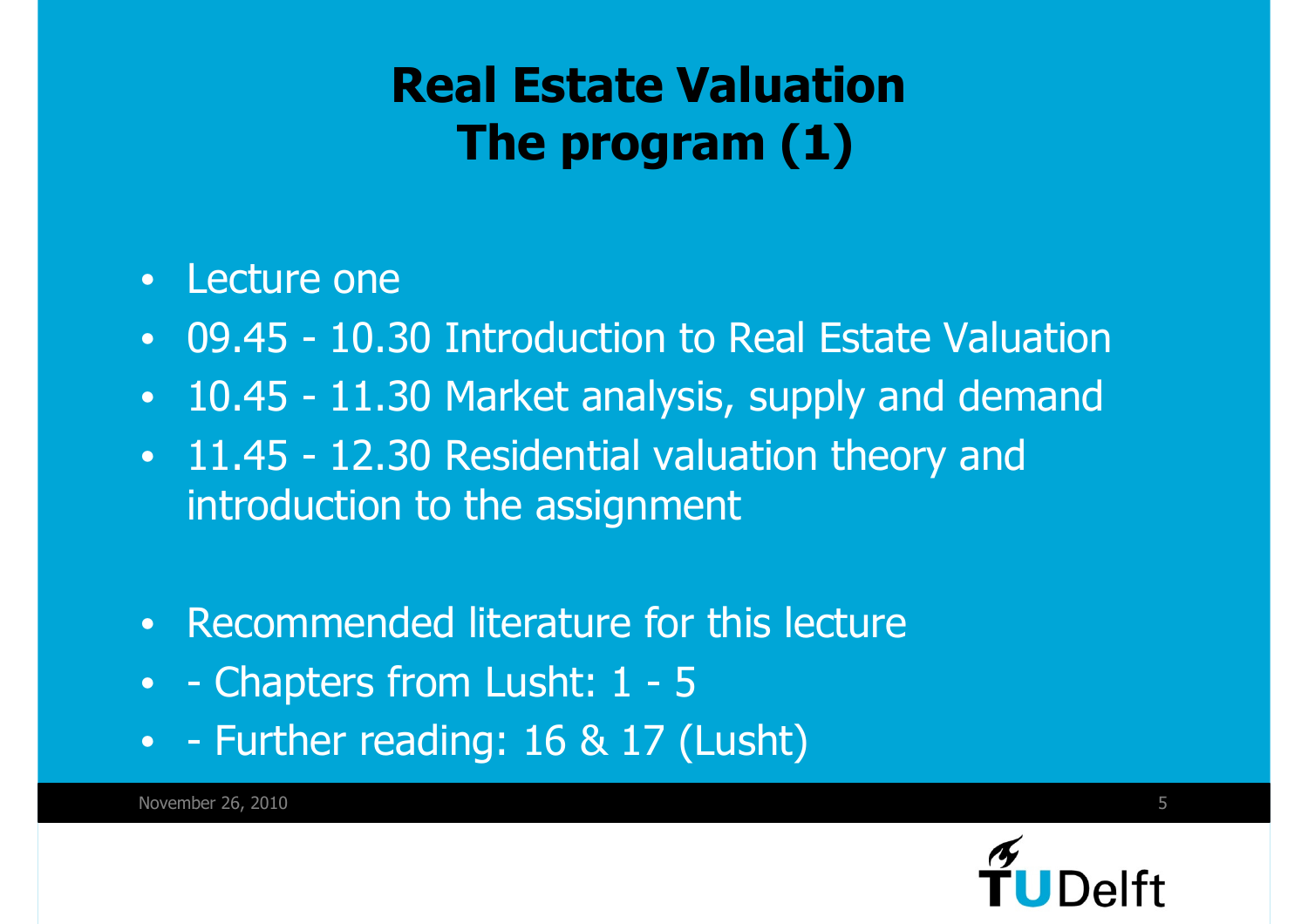# Real Estate Valuation
# The program (1)

- Lecture one
- 09.45 - 10.30 Introduction to Real Estate Valuation
- 10.45 - 11.30 Market analysis, supply and demand
- 11.45 - 12.30 Residential valuation theory and introduction to the assignment

- Recommended literature for this lecture
- - Chapters from Lusht: 1 - 5
- - Further reading: 16 & 17 (Lusht)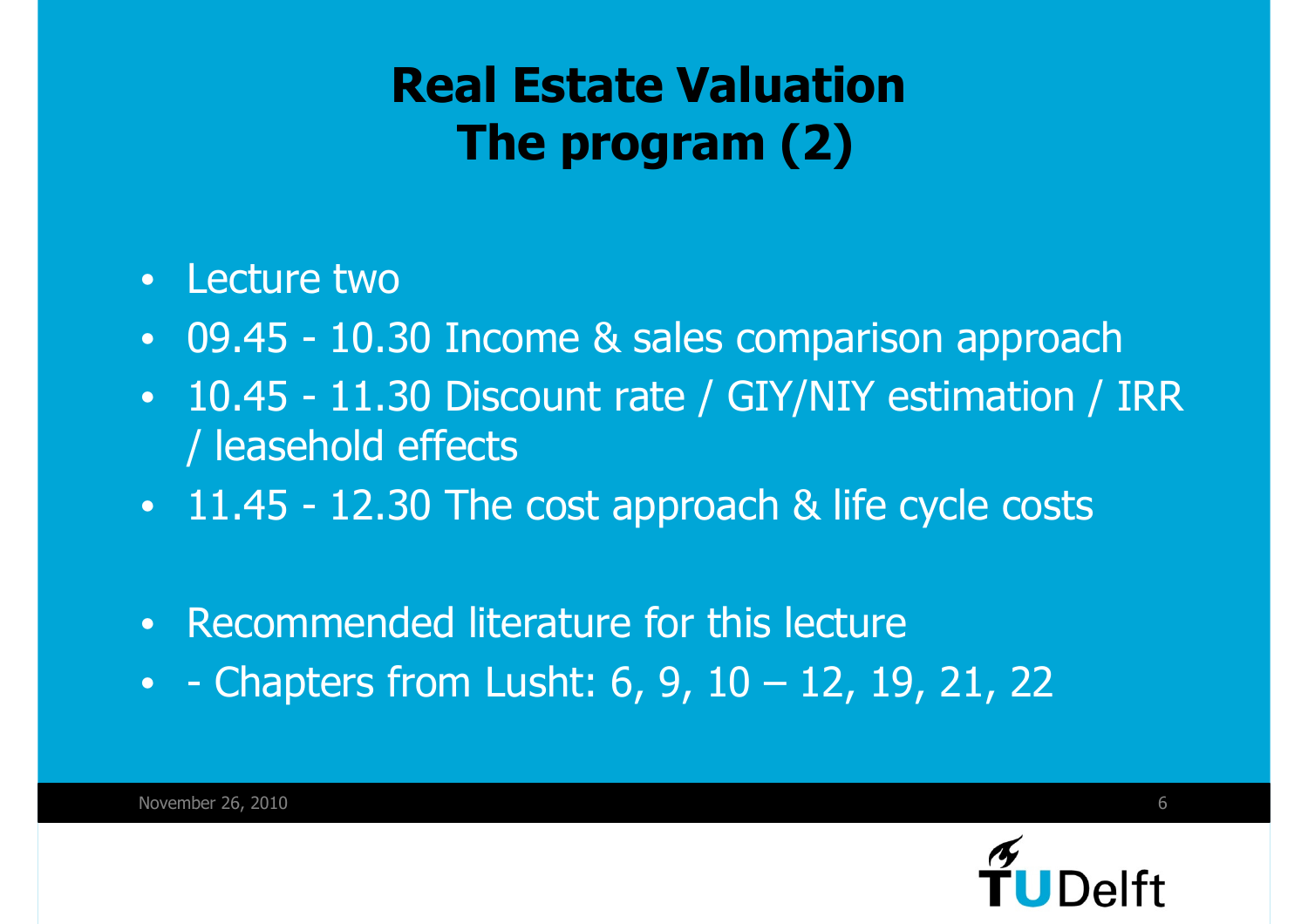# Real Estate Valuation
# The program (2)

- Lecture two
- 09.45 - 10.30 Income & sales comparison approach
- 10.45 - 11.30 Discount rate / GIY/NIY estimation / IRR / leasehold effects
- 11.45 - 12.30 The cost approach & life cycle costs

- Recommended literature for this lecture
- - Chapters from Lusht: 6, 9, 10 – 12, 19, 21, 22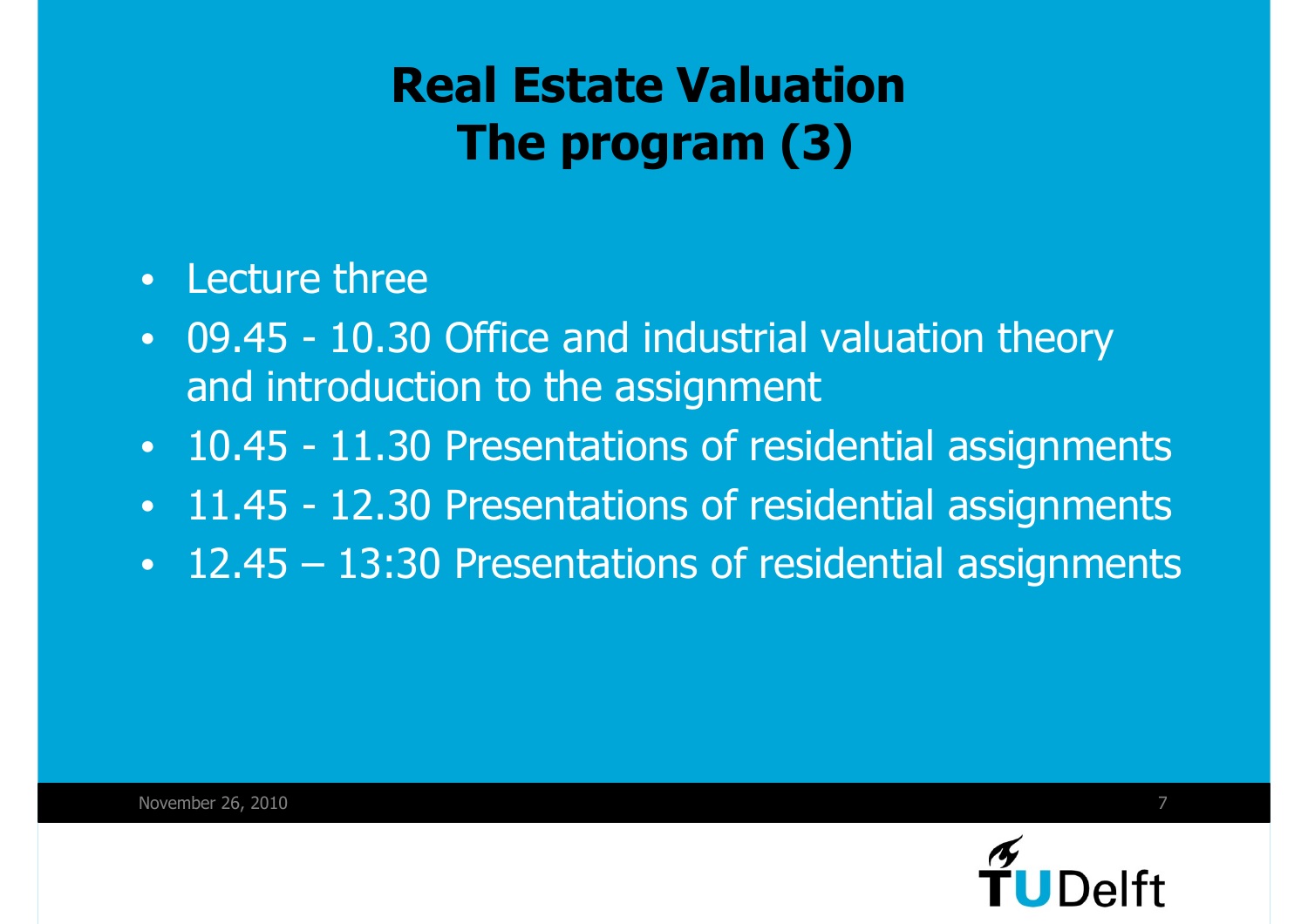# Real Estate Valuation
# The program (3)

- Lecture three
- 09.45 - 10.30 Office and industrial valuation theory and introduction to the assignment
- 10.45 - 11.30 Presentations of residential assignments
- 11.45 - 12.30 Presentations of residential assignments
- 12.45 – 13:30 Presentations of residential assignments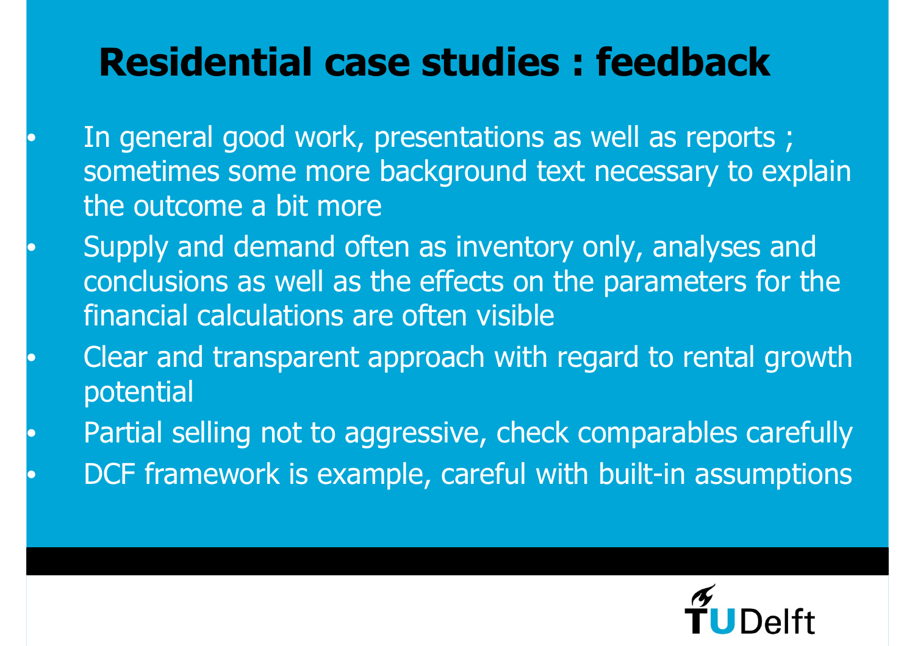# Residential case studies : feedback

- In general good work, presentations as well as reports ; sometimes some more background text necessary to explain the outcome a bit more
- Supply and demand often as inventory only, analyses and conclusions as well as the effects on the parameters for the financial calculations are often visible
- Clear and transparent approach with regard to rental growth potential
- Partial selling not to aggressive, check comparables carefully
- DCF framework is example, careful with built-in assumptions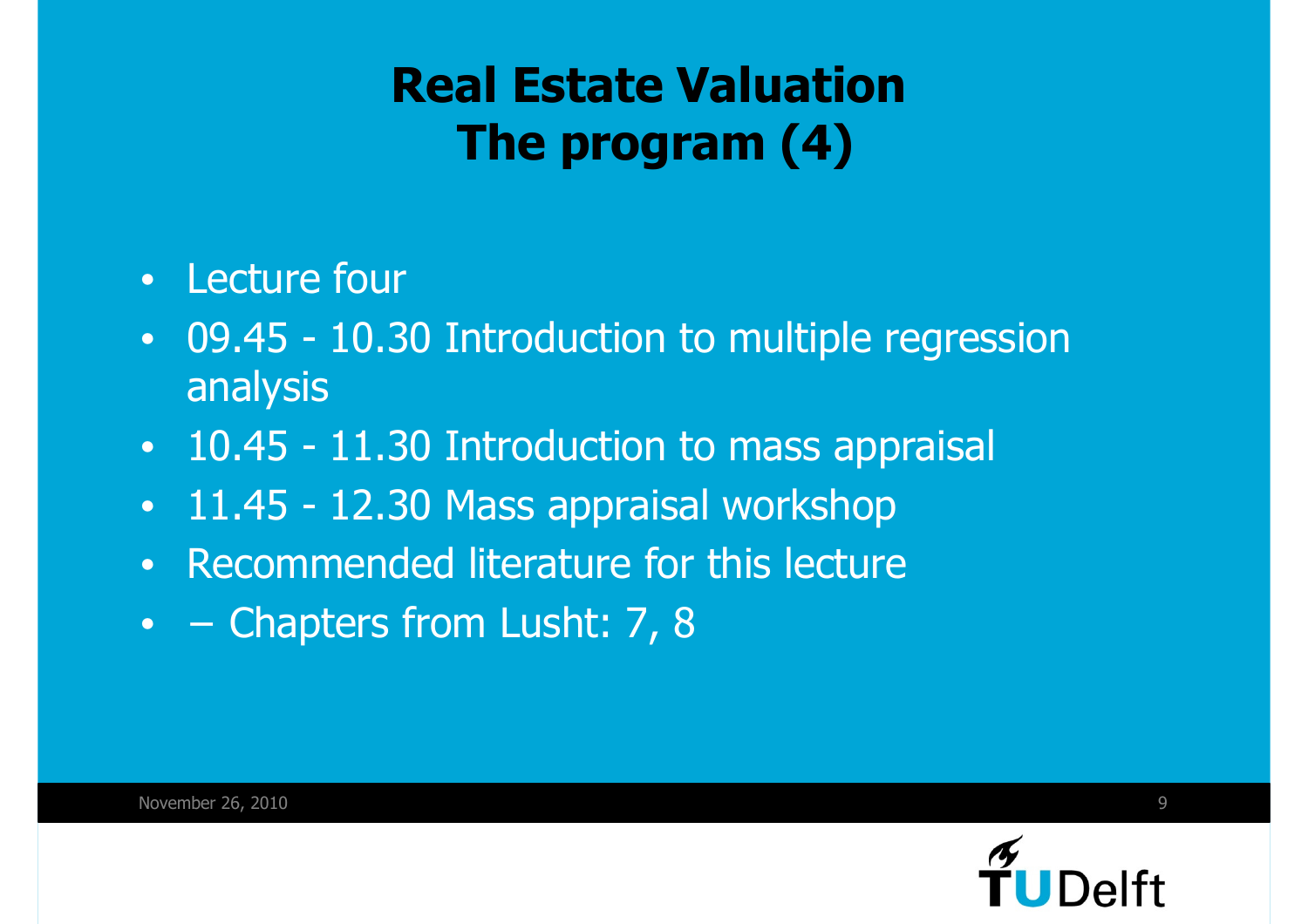# Real Estate Valuation
# The program (4)

- Lecture four
- 09.45 - 10.30 Introduction to multiple regression analysis
- 10.45 - 11.30 Introduction to mass appraisal
- 11.45 - 12.30 Mass appraisal workshop
- Recommended literature for this lecture
- – Chapters from Lusht: 7, 8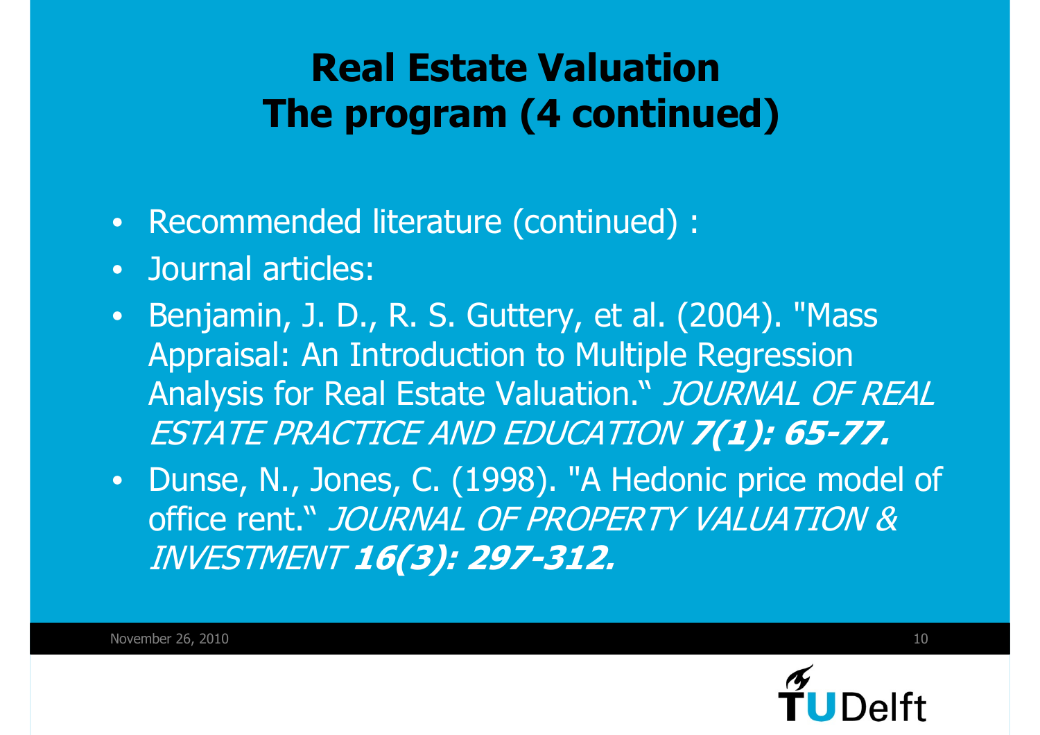# Real Estate Valuation
# The program (4 continued)

- Recommended literature (continued) :
- Journal articles:
- Benjamin, J. D., R. S. Guttery, et al. (2004). "Mass Appraisal: An Introduction to Multiple Regression Analysis for Real Estate Valuation." *JOURNAL OF REAL ESTATE PRACTICE AND EDUCATION* ***7(1): 65-77.***
- Dunse, N., Jones, C. (1998). "A Hedonic price model of office rent." *JOURNAL OF PROPERTY VALUATION & INVESTMENT* ***16(3): 297-312.***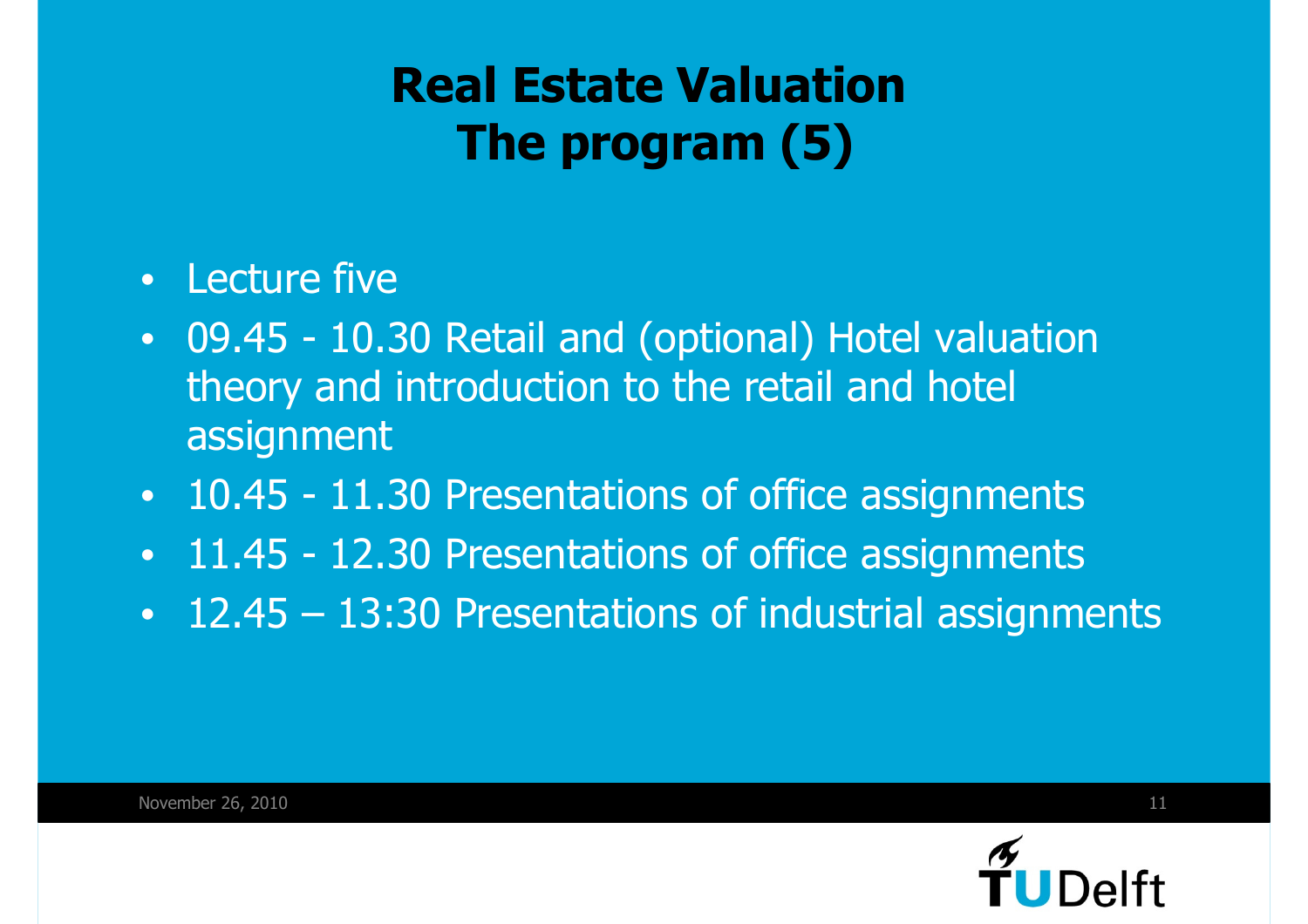# Real Estate Valuation
# The program (5)

- Lecture five
- 09.45 - 10.30 Retail and (optional) Hotel valuation theory and introduction to the retail and hotel assignment
- 10.45 - 11.30 Presentations of office assignments
- 11.45 - 12.30 Presentations of office assignments
- 12.45 – 13:30 Presentations of industrial assignments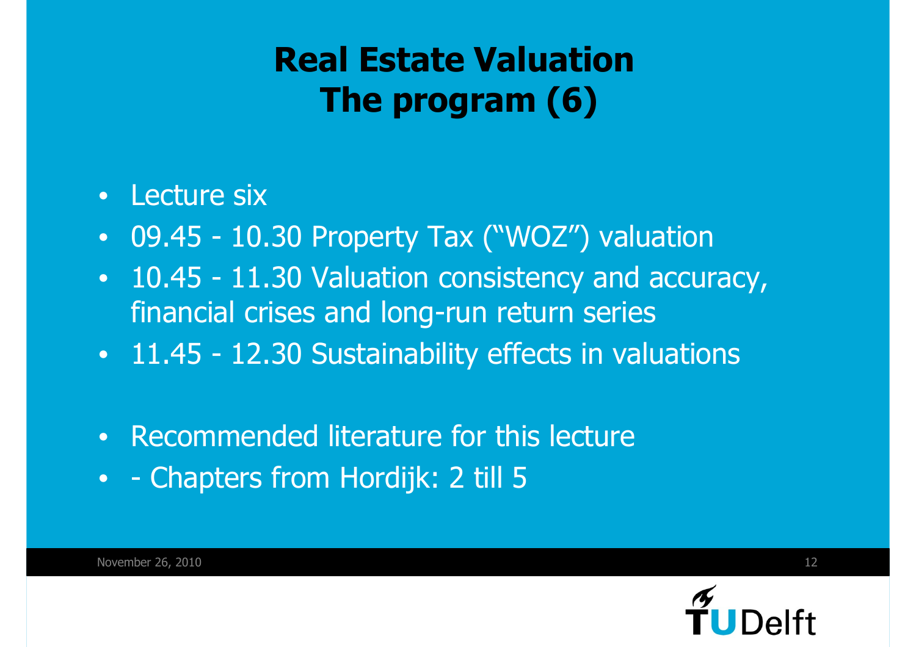# Real Estate Valuation
# The program (6)

- Lecture six
- 09.45 - 10.30 Property Tax ("WOZ") valuation
- 10.45 - 11.30 Valuation consistency and accuracy, financial crises and long-run return series
- 11.45 - 12.30 Sustainability effects in valuations

- Recommended literature for this lecture
- - Chapters from Hordijk: 2 till 5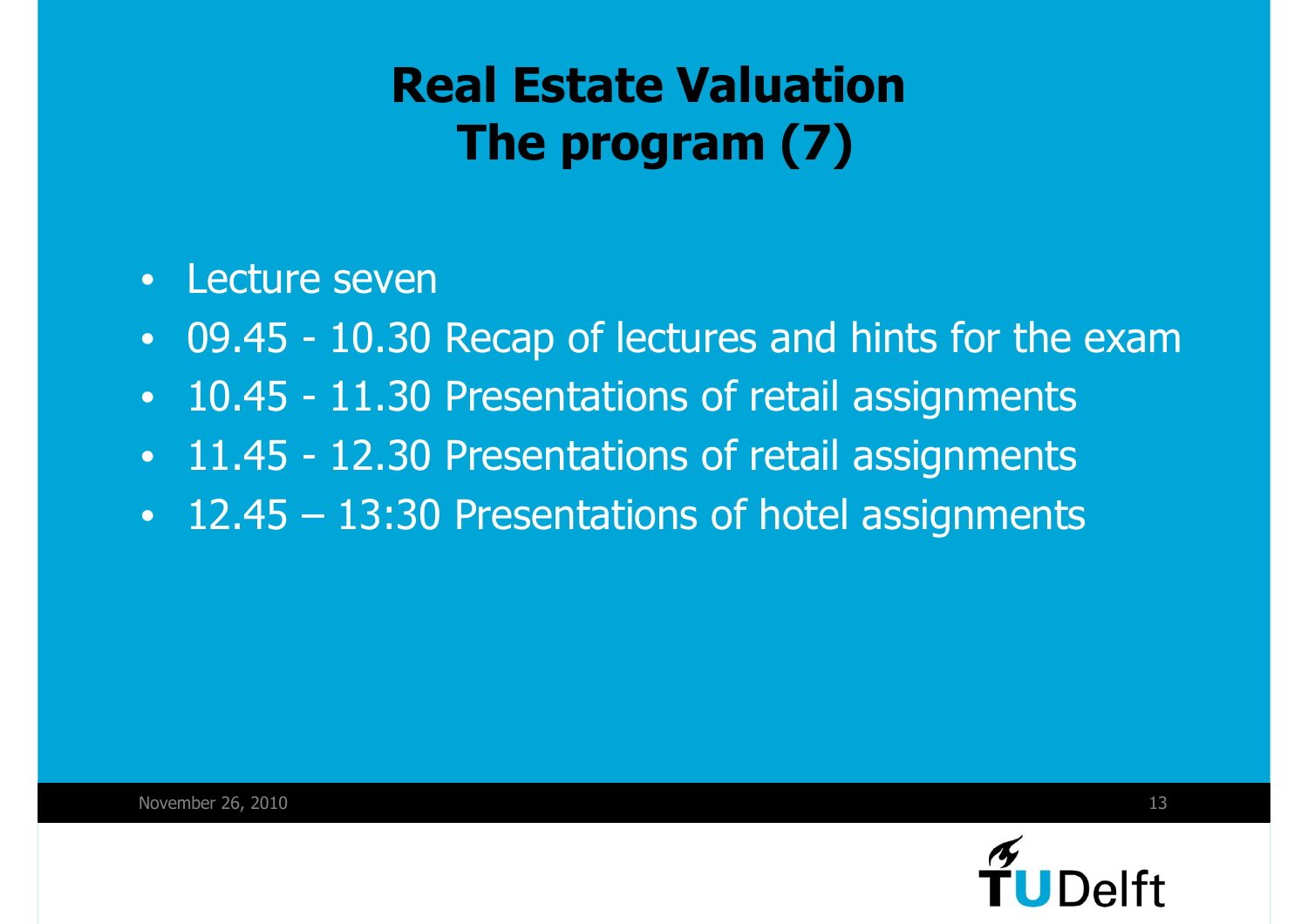# Real Estate Valuation
# The program (7)

- Lecture seven
- 09.45 - 10.30 Recap of lectures and hints for the exam
- 10.45 - 11.30 Presentations of retail assignments
- 11.45 - 12.30 Presentations of retail assignments
- 12.45 – 13:30 Presentations of hotel assignments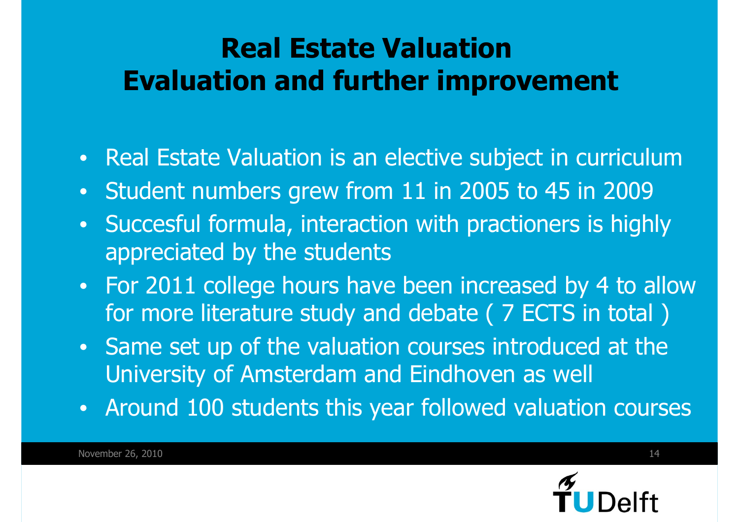# Real Estate Valuation
# Evaluation and further improvement

- Real Estate Valuation is an elective subject in curriculum
- Student numbers grew from 11 in 2005 to 45 in 2009
- Succesful formula, interaction with practioners is highly appreciated by the students
- For 2011 college hours have been increased by 4 to allow for more literature study and debate ( 7 ECTS in total )
- Same set up of the valuation courses introduced at the University of Amsterdam and Eindhoven as well
- Around 100 students this year followed valuation courses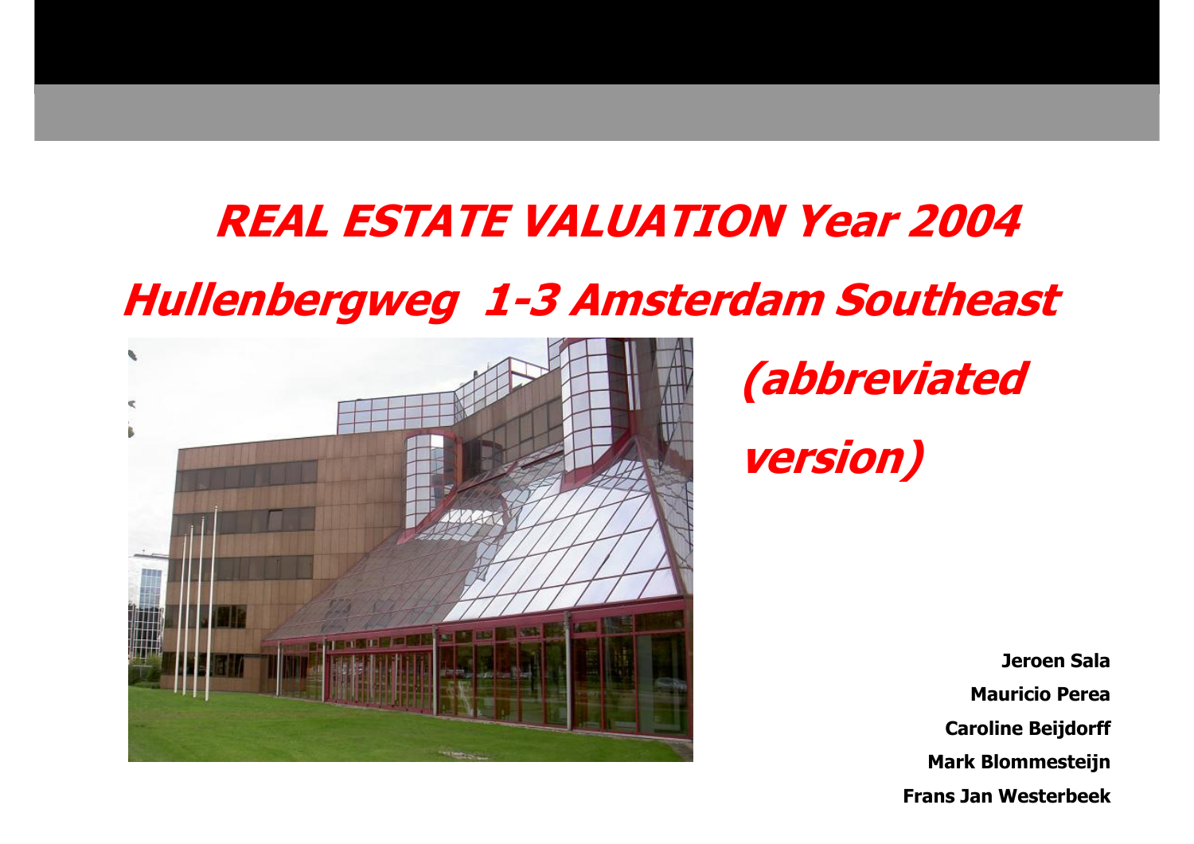# REAL ESTATE VALUATION Year 2004

## Hullenbergweg 1-3 Amsterdam Southeast

## (abbreviated version)

**Jeroen Sala**

**Mauricio Perea**

**Caroline Beijdorff**

**Mark Blommesteijn**

**Frans Jan Westerbeek**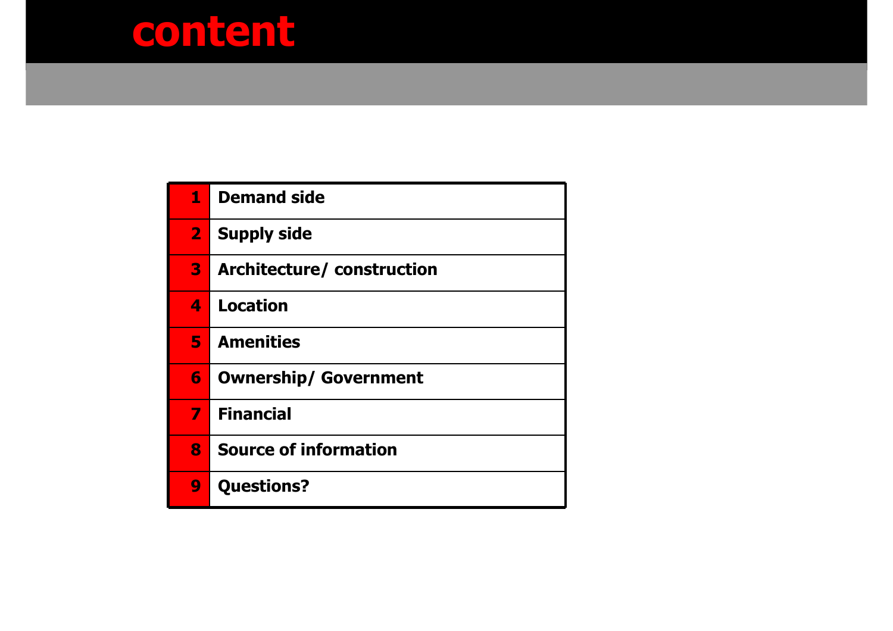# content

| | |
|---|---|
| 1 | Demand side |
| 2 | Supply side |
| 3 | Architecture/ construction |
| 4 | Location |
| 5 | Amenities |
| 6 | Ownership/ Government |
| 7 | Financial |
| 8 | Source of information |
| 9 | Questions? |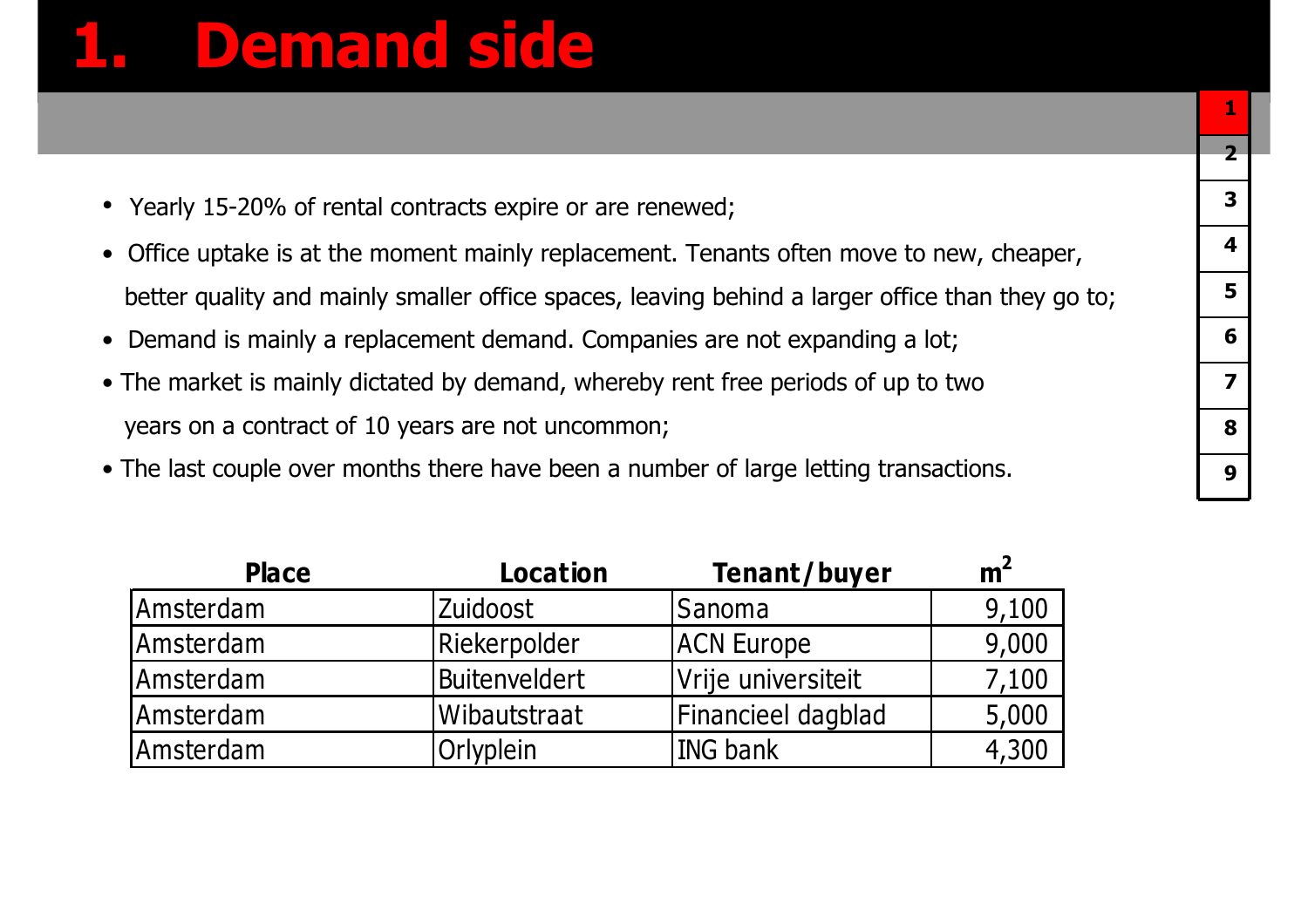# 1. Demand side

- Yearly 15-20% of rental contracts expire or are renewed;
- Office uptake is at the moment mainly replacement. Tenants often move to new, cheaper, better quality and mainly smaller office spaces, leaving behind a larger office than they go to;
- Demand is mainly a replacement demand. Companies are not expanding a lot;
- The market is mainly dictated by demand, whereby rent free periods of up to two years on a contract of 10 years are not uncommon;
- The last couple over months there have been a number of large letting transactions.

| Place | Location | Tenant/buyer | $m^2$ |
|---|---|---|---|
| Amsterdam | Zuidoost | Sanoma | 9,100 |
| Amsterdam | Riekerpolder | ACN Europe | 9,000 |
| Amsterdam | Buitenveldert | Vrije universiteit | 7,100 |
| Amsterdam | Wibautstraat | Financieel dagblad | 5,000 |
| Amsterdam | Orlyplein | ING bank | 4,300 |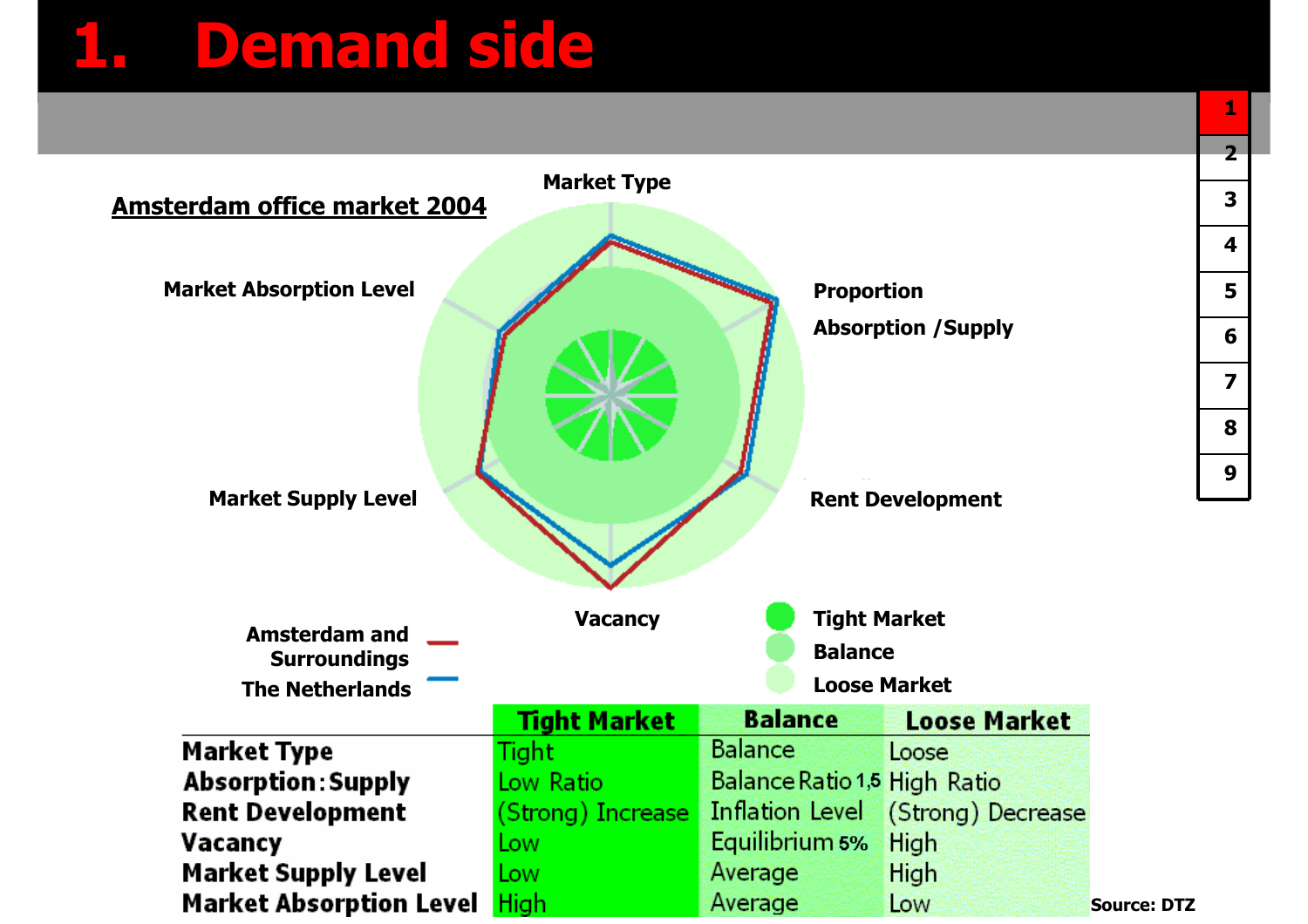# 1. Demand side

**Amsterdam office market 2004**

Market Type

Proportion Absorption / Supply

Rent Development

Vacancy

Market Supply Level

Market Absorption Level

Amsterdam and Surroundings

The Netherlands

Tight Market

Balance

Loose Market

| | Tight Market | Balance | Loose Market |
|---|---|---|---|
| **Market Type** | Tight | Balance | Loose |
| **Absorption : Supply** | Low Ratio | Balance Ratio 1,5 | High Ratio |
| **Rent Development** | (Strong) Increase | Inflation Level | (Strong) Decrease |
| **Vacancy** | Low | Equilibrium 5% | High |
| **Market Supply Level** | Low | Average | High |
| **Market Absorption Level** | High | Average | Low |

Source: DTZ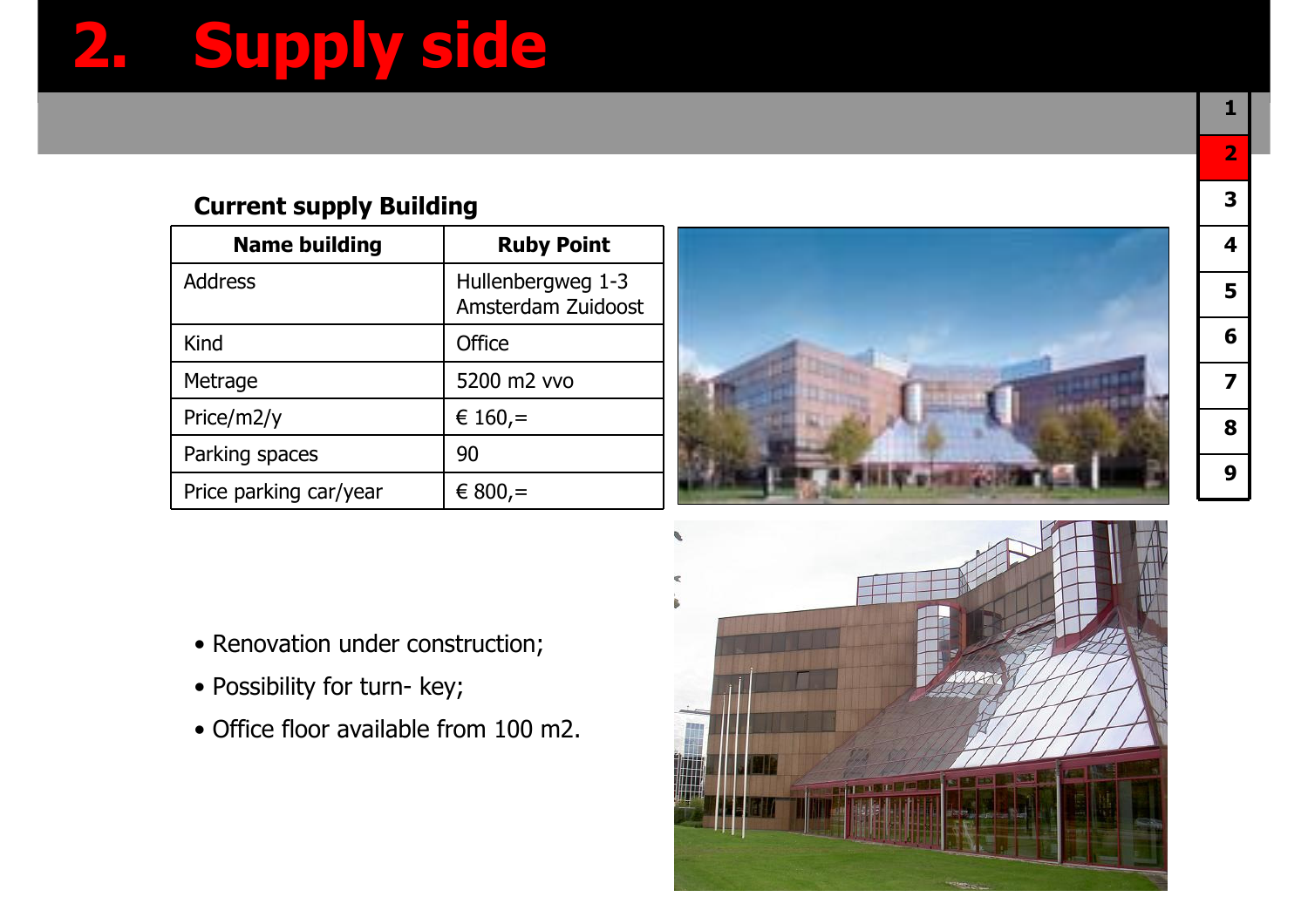# 2. Supply side

### Current supply Building

| Name building | Ruby Point |
|---|---|
| Address | Hullenbergweg 1-3 Amsterdam Zuidoost |
| Kind | Office |
| Metrage | 5200 m2 vvo |
| Price/m2/y | € 160,= |
| Parking spaces | 90 |
| Price parking car/year | € 800,= |

- Renovation under construction;
- Possibility for turn- key;
- Office floor available from 100 m2.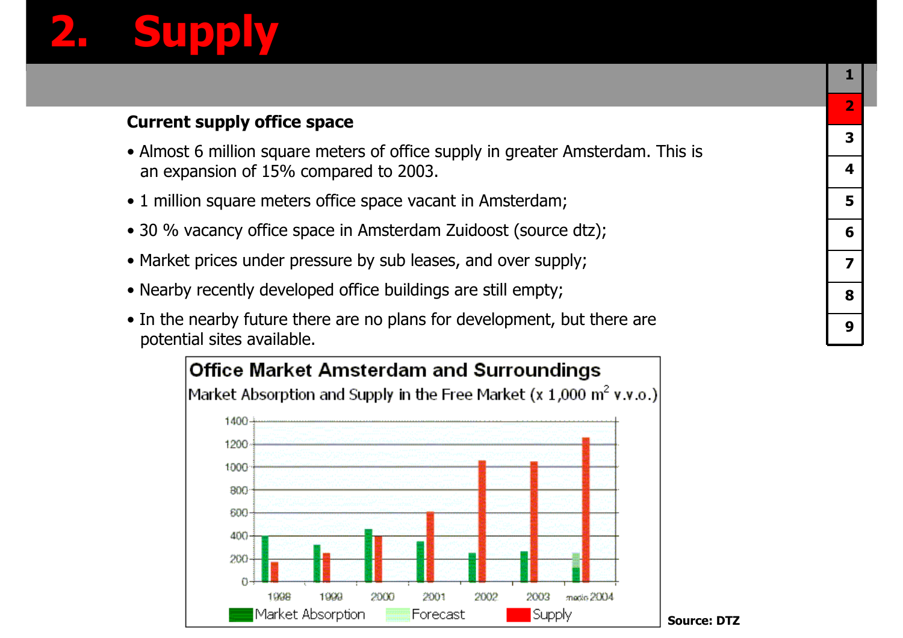# 2. Supply

**Current supply office space**

- Almost 6 million square meters of office supply in greater Amsterdam. This is an expansion of 15% compared to 2003.
- 1 million square meters office space vacant in Amsterdam;
- 30 % vacancy office space in Amsterdam Zuidoost (source dtz);
- Market prices under pressure by sub leases, and over supply;
- Nearby recently developed office buildings are still empty;
- In the nearby future there are no plans for development, but there are potential sites available.

**Office Market Amsterdam and Surroundings**

Market Absorption and Supply in the Free Market (x 1,000 $m^2$ v.v.o.)

Source: DTZ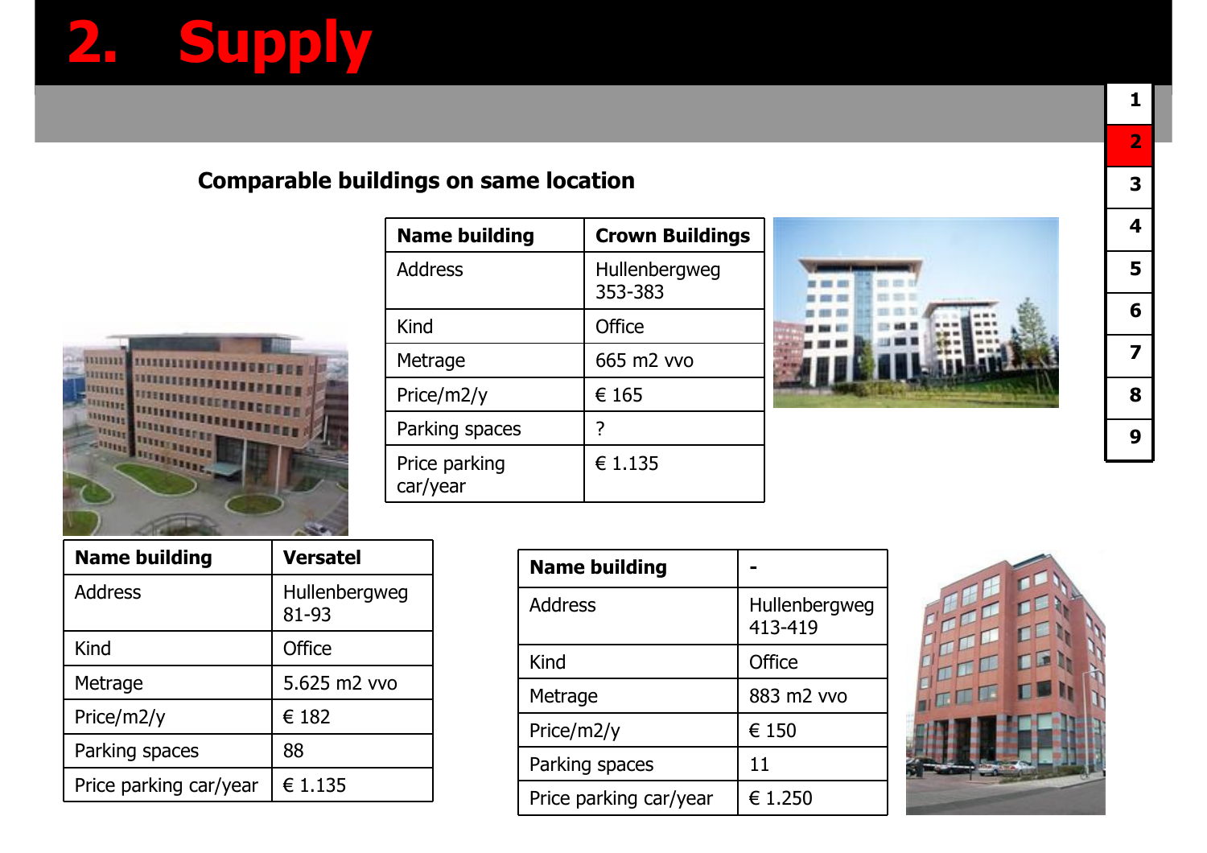# 2. Supply

## Comparable buildings on same location

| Name building | Crown Buildings |
|---|---|
| Address | Hullenbergweg 353-383 |
| Kind | Office |
| Metrage | 665 m2 vvo |
| Price/m2/y | € 165 |
| Parking spaces | ? |
| Price parking car/year | € 1.135 |

| Name building | Versatel |
|---|---|
| Address | Hullenbergweg 81-93 |
| Kind | Office |
| Metrage | 5.625 m2 vvo |
| Price/m2/y | € 182 |
| Parking spaces | 88 |
| Price parking car/year | € 1.135 |

| Name building | - |
|---|---|
| Address | Hullenbergweg 413-419 |
| Kind | Office |
| Metrage | 883 m2 vvo |
| Price/m2/y | € 150 |
| Parking spaces | 11 |
| Price parking car/year | € 1.250 |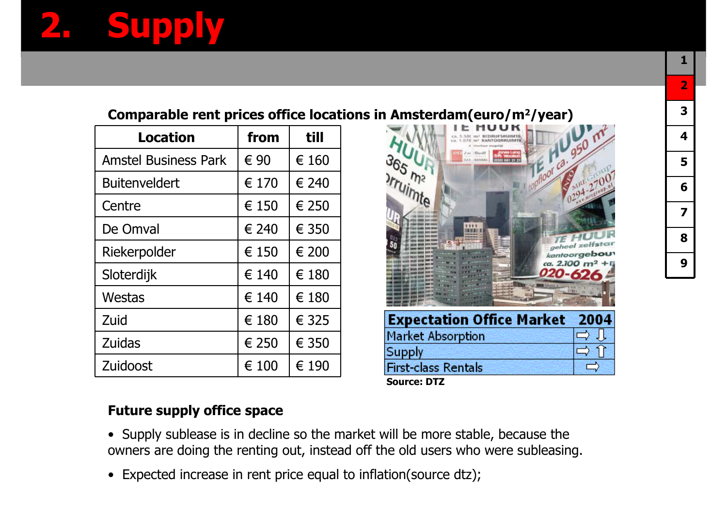# 2. Supply

**Comparable rent prices office locations in Amsterdam(euro/m²/year)**

| Location | from | till |
|---|---|---|
| Amstel Business Park | € 90 | € 160 |
| Buitenveldert | € 170 | € 240 |
| Centre | € 150 | € 250 |
| De Omval | € 240 | € 350 |
| Riekerpolder | € 150 | € 200 |
| Sloterdijk | € 140 | € 180 |
| Westas | € 140 | € 180 |
| Zuid | € 180 | € 325 |
| Zuidas | € 250 | € 350 |
| Zuidoost | € 100 | € 190 |

| Expectation Office Market | 2004 |
|---|---|
| Market Absorption | ⇨ ⇩ |
| Supply | ⇨ ⇧ |
| First-class Rentals | ⇨ |

**Source: DTZ**

**Future supply office space**

- Supply sublease is in decline so the market will be more stable, because the owners are doing the renting out, instead off the old users who were subleasing.
- Expected increase in rent price equal to inflation(source dtz);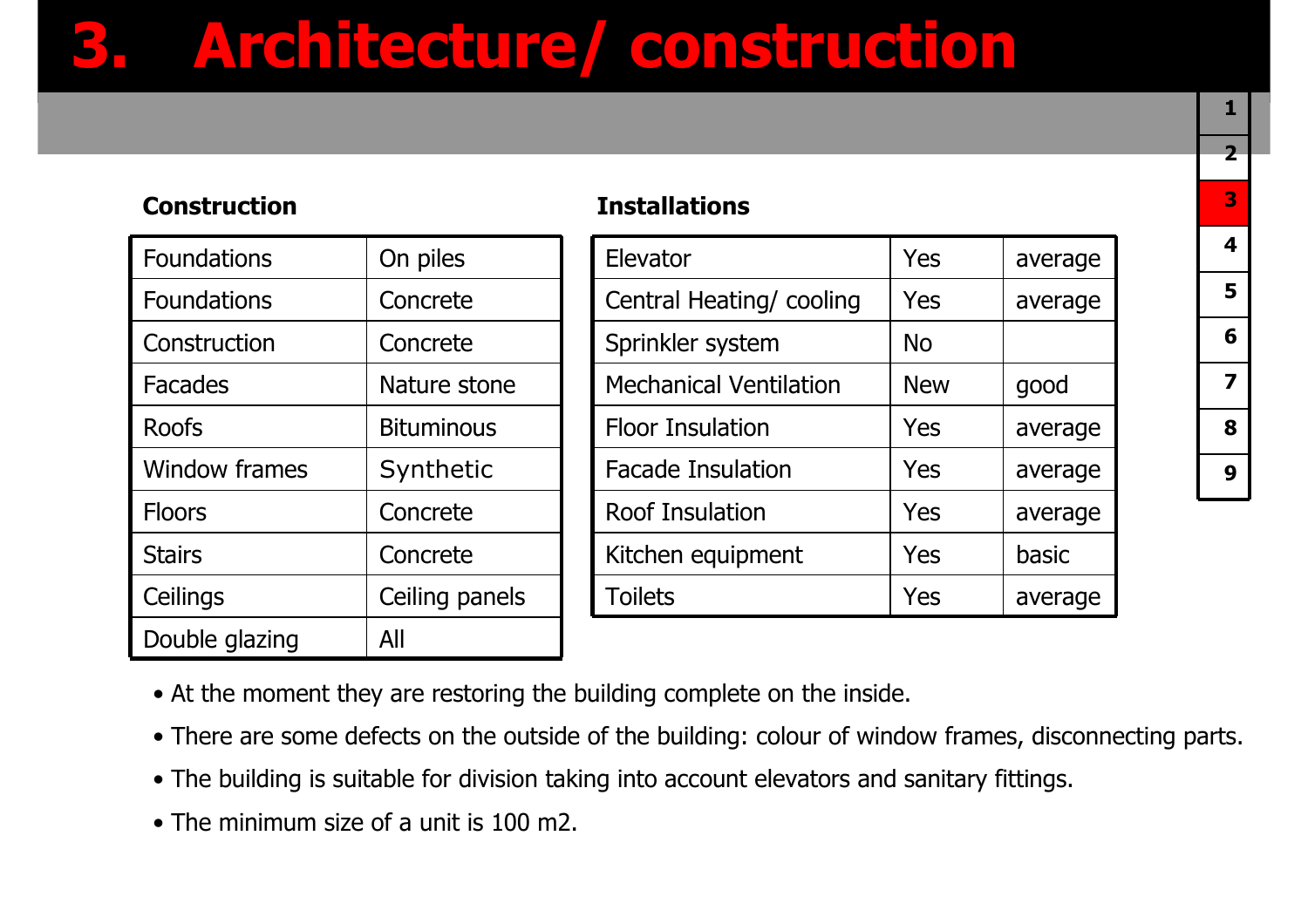# 3. Architecture/ construction

### Construction

| Foundations | On piles |
|---|---|
| Foundations | Concrete |
| Construction | Concrete |
| Facades | Nature stone |
| Roofs | Bituminous |
| Window frames | Synthetic |
| Floors | Concrete |
| Stairs | Concrete |
| Ceilings | Ceiling panels |
| Double glazing | All |

### Installations

| Elevator | Yes | average |
|---|---|---|
| Central Heating/ cooling | Yes | average |
| Sprinkler system | No | |
| Mechanical Ventilation | New | good |
| Floor Insulation | Yes | average |
| Facade Insulation | Yes | average |
| Roof Insulation | Yes | average |
| Kitchen equipment | Yes | basic |
| Toilets | Yes | average |

- At the moment they are restoring the building complete on the inside.
- There are some defects on the outside of the building: colour of window frames, disconnecting parts.
- The building is suitable for division taking into account elevators and sanitary fittings.
- The minimum size of a unit is 100 m2.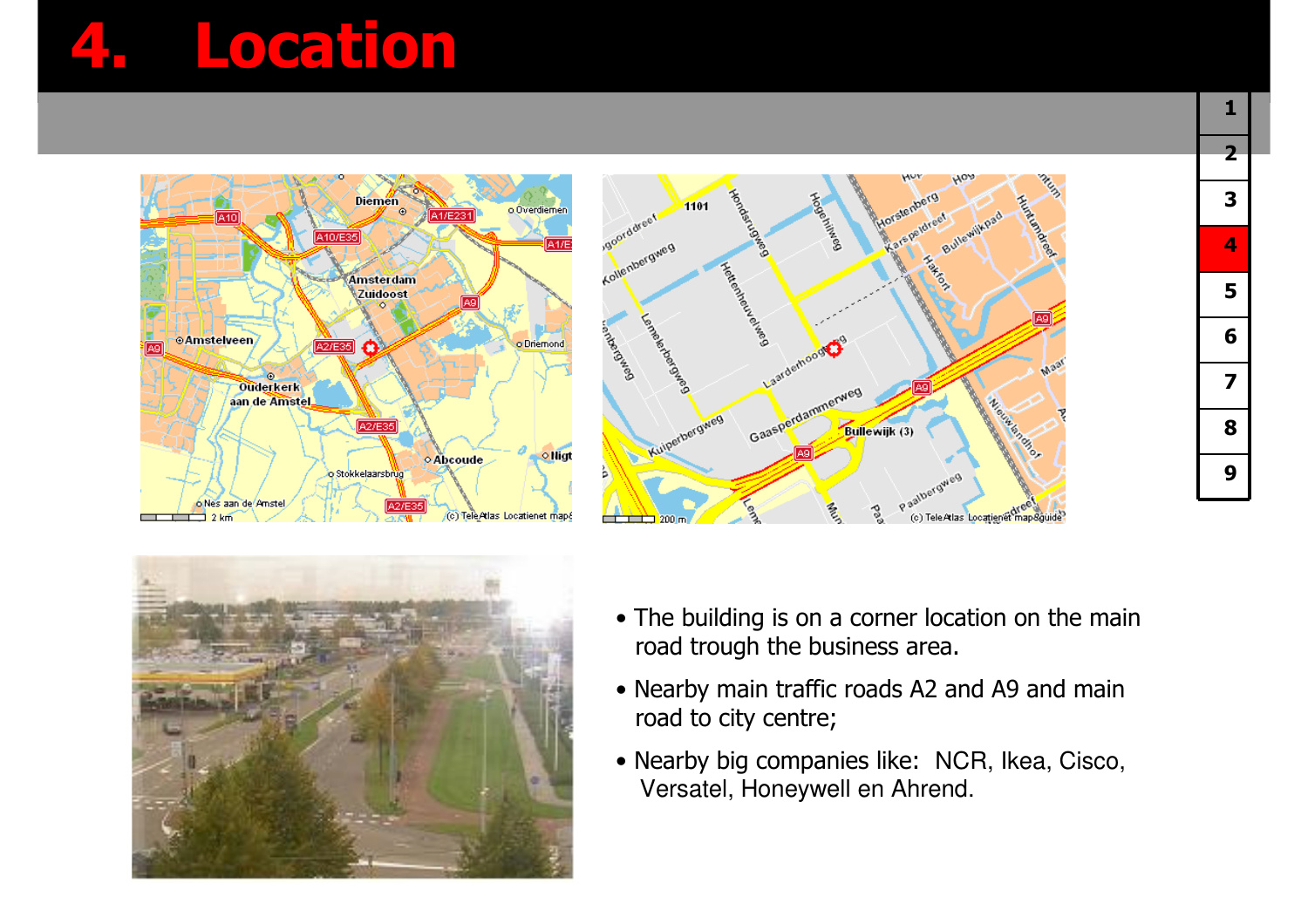# 4. Location

- The building is on a corner location on the main road trough the business area.
- Nearby main traffic roads A2 and A9 and main road to city centre;
- Nearby big companies like: NCR, Ikea, Cisco, Versatel, Honeywell en Ahrend.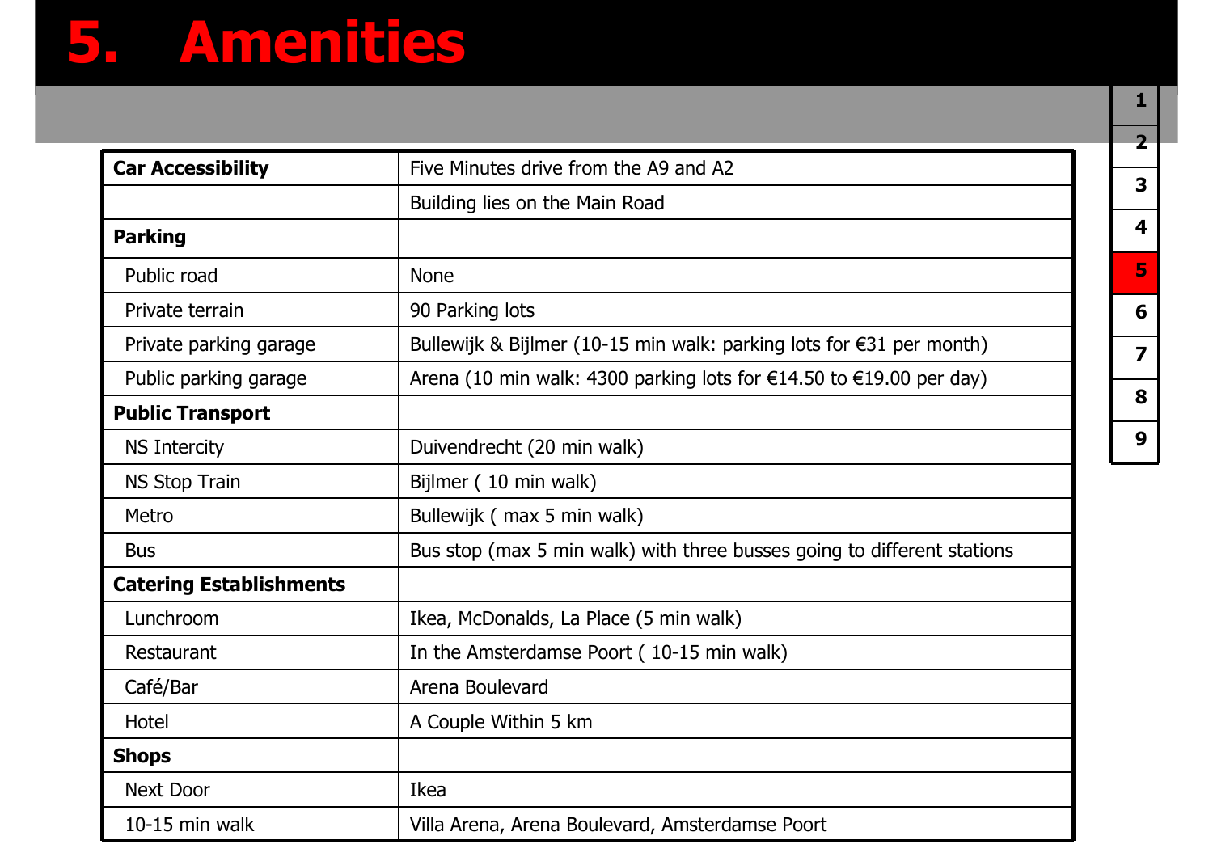# 5. Amenities

| Car Accessibility | Five Minutes drive from the A9 and A2 |
|---|---|
| | Building lies on the Main Road |
| **Parking** | |
| Public road | None |
| Private terrain | 90 Parking lots |
| Private parking garage | Bullewijk & Bijlmer (10-15 min walk: parking lots for €31 per month) |
| Public parking garage | Arena (10 min walk: 4300 parking lots for €14.50 to €19.00 per day) |
| **Public Transport** | |
| NS Intercity | Duivendrecht (20 min walk) |
| NS Stop Train | Bijlmer ( 10 min walk) |
| Metro | Bullewijk ( max 5 min walk) |
| Bus | Bus stop (max 5 min walk) with three busses going to different stations |
| **Catering Establishments** | |
| Lunchroom | Ikea, McDonalds, La Place (5 min walk) |
| Restaurant | In the Amsterdamse Poort ( 10-15 min walk) |
| Café/Bar | Arena Boulevard |
| Hotel | A Couple Within 5 km |
| **Shops** | |
| Next Door | Ikea |
| 10-15 min walk | Villa Arena, Arena Boulevard, Amsterdamse Poort |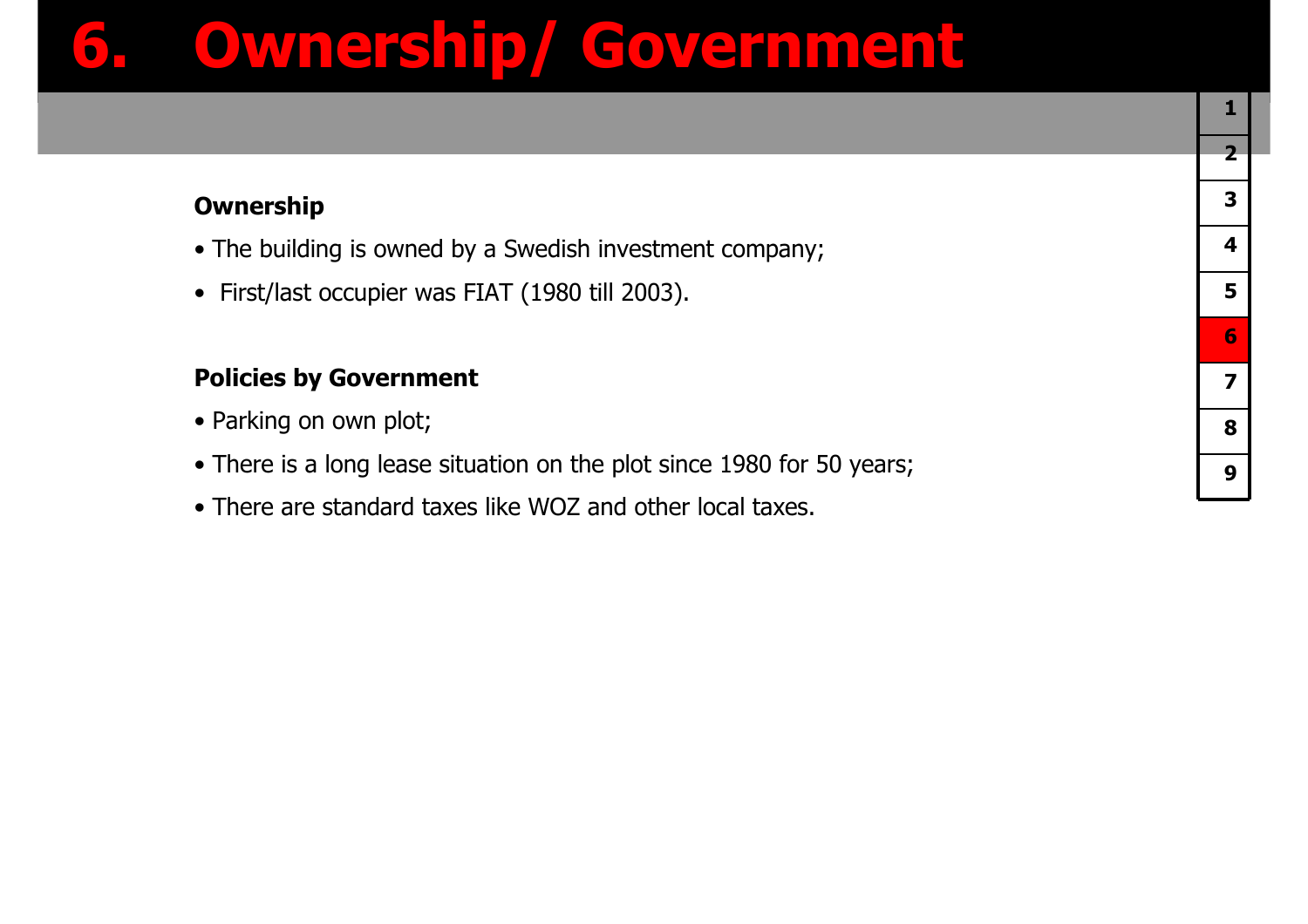# 6. Ownership/ Government

**Ownership**

- The building is owned by a Swedish investment company;
- First/last occupier was FIAT (1980 till 2003).

**Policies by Government**

- Parking on own plot;
- There is a long lease situation on the plot since 1980 for 50 years;
- There are standard taxes like WOZ and other local taxes.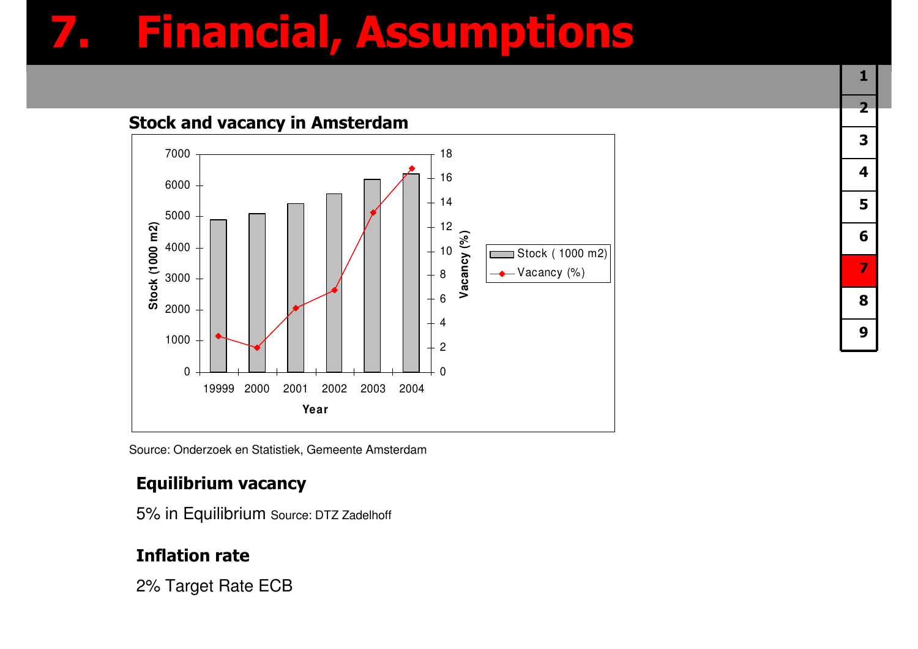# 7. Financial, Assumptions

## Stock and vacancy in Amsterdam

Source: Onderzoek en Statistiek, Gemeente Amsterdam

### Equilibrium vacancy

5% in Equilibrium Source: DTZ Zadelhoff

### Inflation rate

2% Target Rate ECB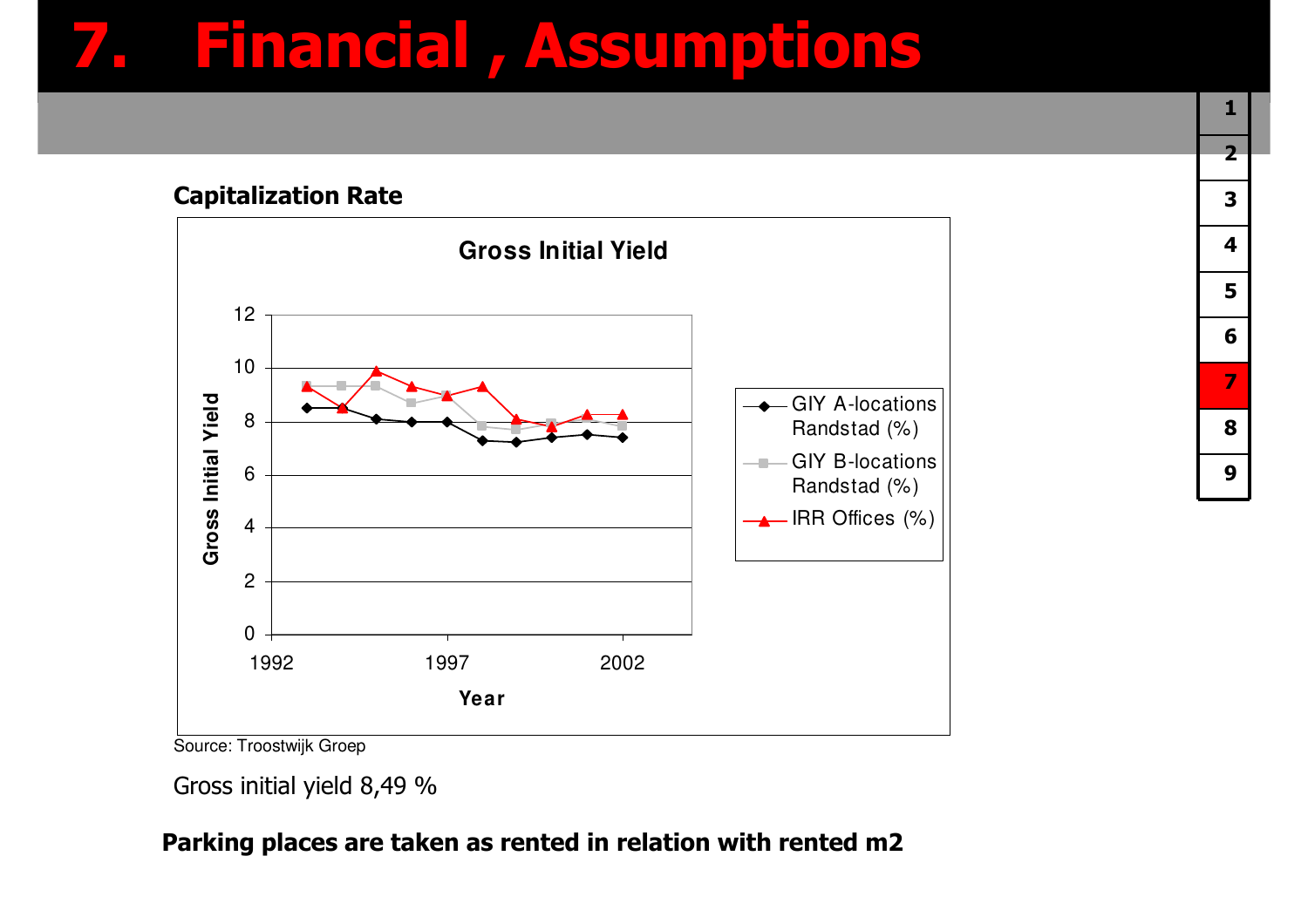# 7. Financial , Assumptions

**Capitalization Rate**

Source: Troostwijk Groep

Gross initial yield 8,49 %

**Parking places are taken as rented in relation with rented m2**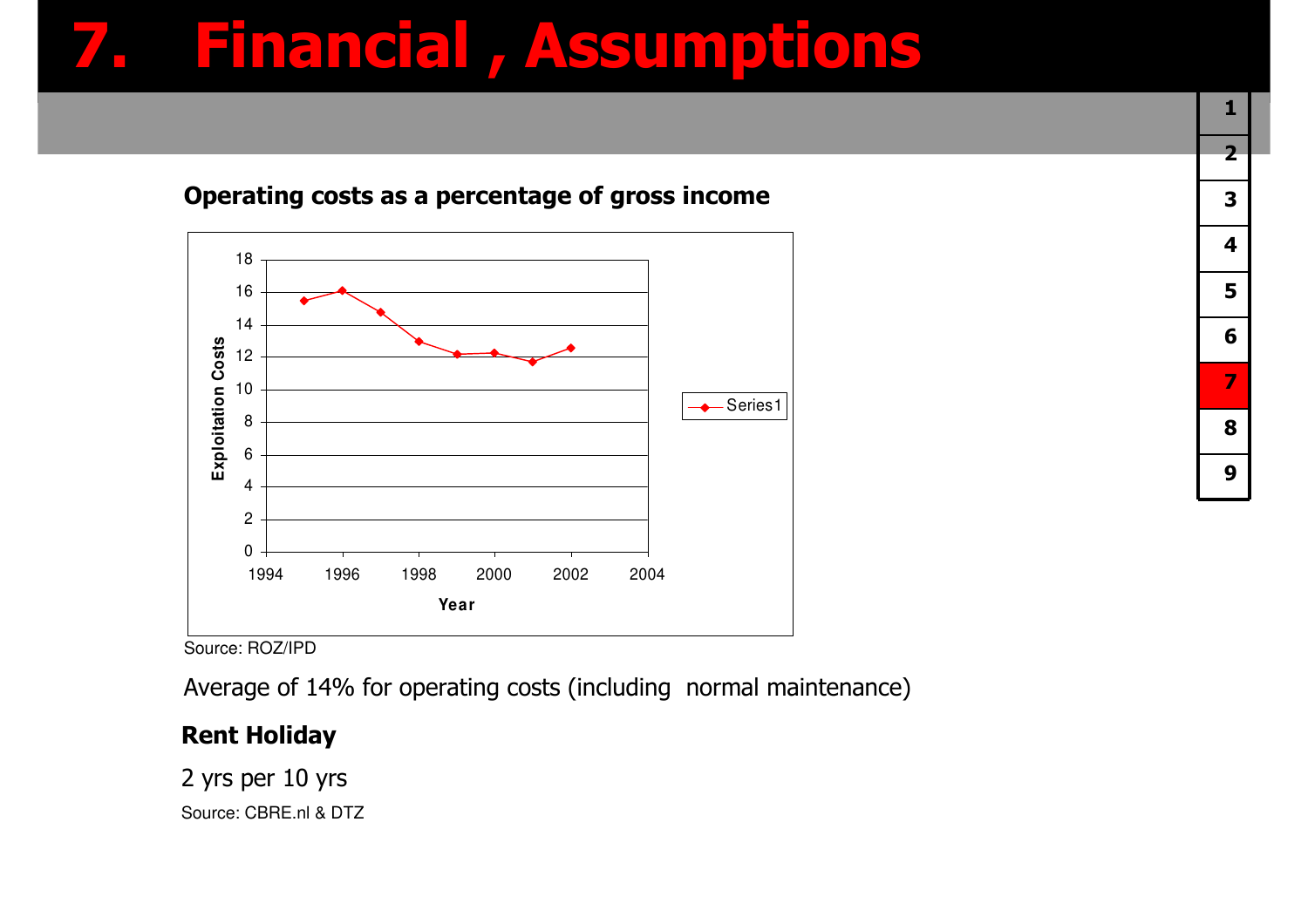# 7. Financial , Assumptions

**Operating costs as a percentage of gross income**

Source: ROZ/IPD

Average of 14% for operating costs (including normal maintenance)

**Rent Holiday**

2 yrs per 10 yrs

Source: CBRE.nl & DTZ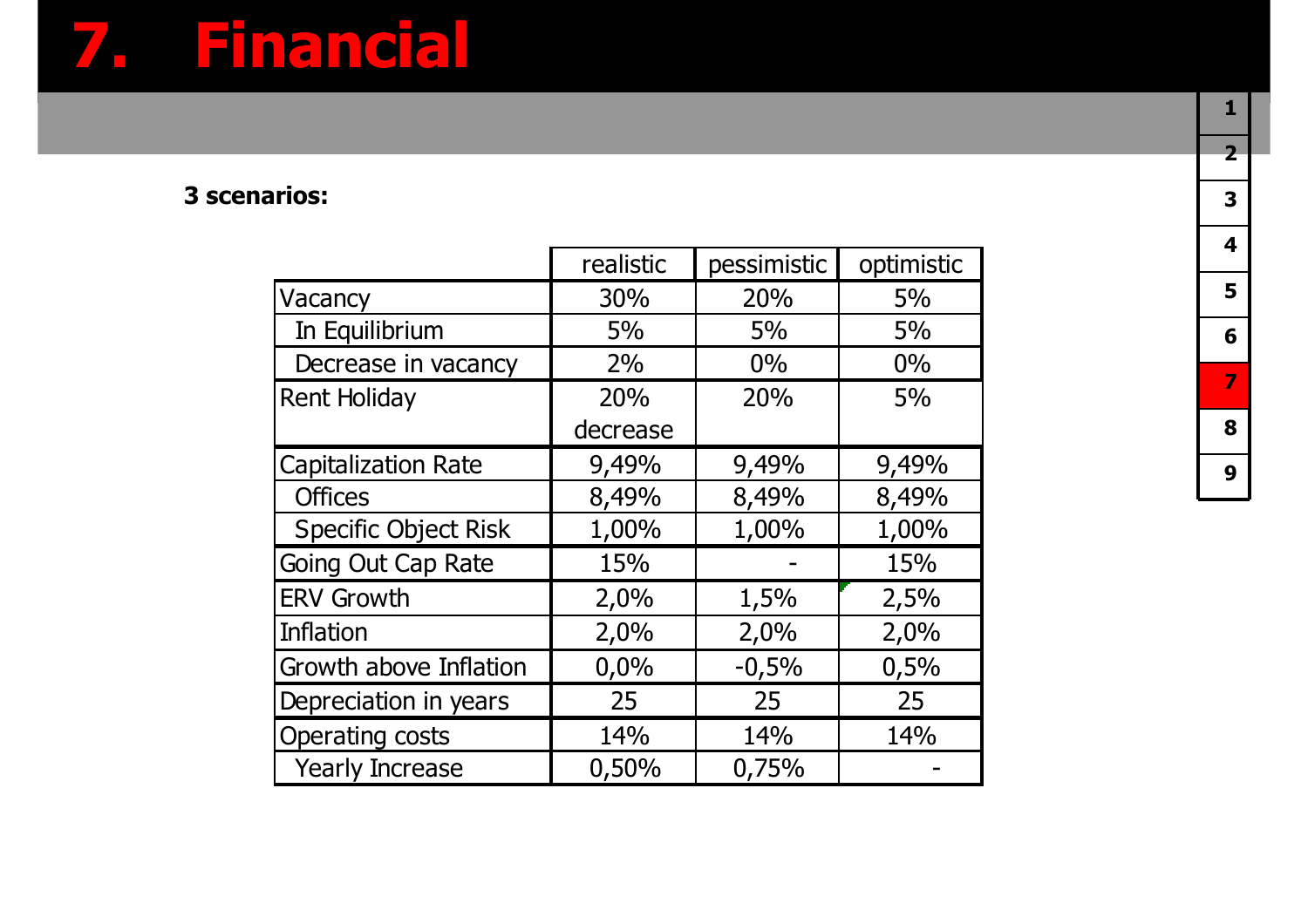# 7. Financial

**3 scenarios:**

| | realistic | pessimistic | optimistic |
|---|---|---|---|
| Vacancy | 30% | 20% | 5% |
| In Equilibrium | 5% | 5% | 5% |
| Decrease in vacancy | 2% | 0% | 0% |
| Rent Holiday | 20% decrease | 20% | 5% |
| Capitalization Rate | 9,49% | 9,49% | 9,49% |
| Offices | 8,49% | 8,49% | 8,49% |
| Specific Object Risk | 1,00% | 1,00% | 1,00% |
| Going Out Cap Rate | 15% | - | 15% |
| ERV Growth | 2,0% | 1,5% | 2,5% |
| Inflation | 2,0% | 2,0% | 2,0% |
| Growth above Inflation | 0,0% | -0,5% | 0,5% |
| Depreciation in years | 25 | 25 | 25 |
| Operating costs | 14% | 14% | 14% |
| Yearly Increase | 0,50% | 0,75% | - |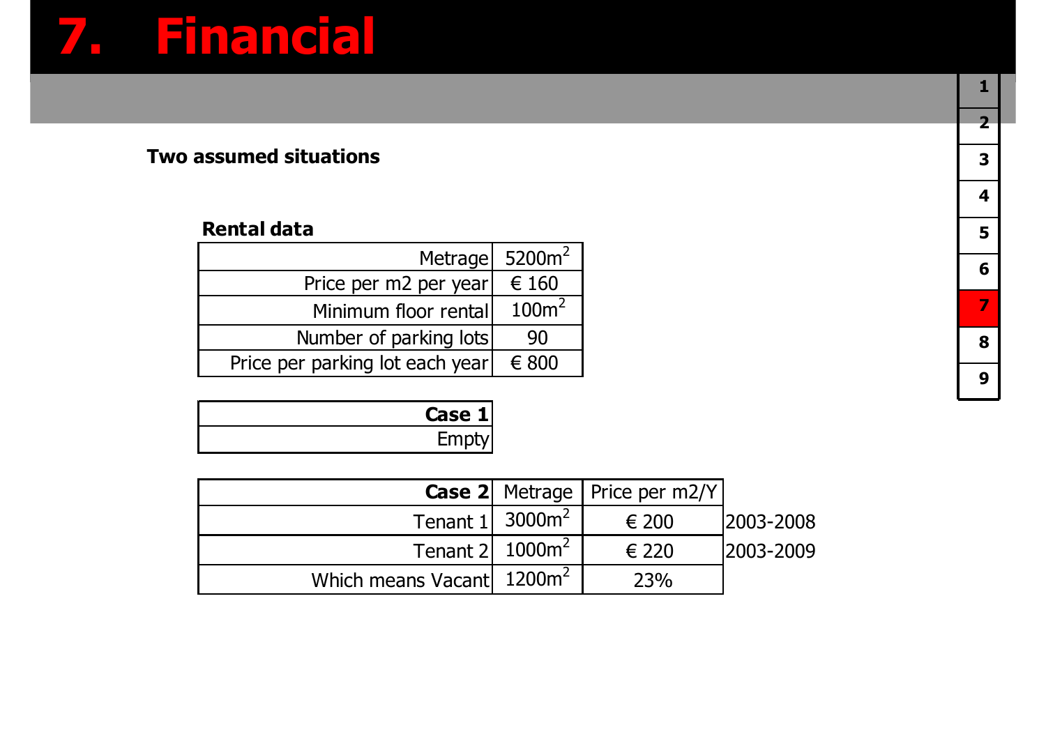# 7. Financial

**Two assumed situations**

**Rental data**

| | |
|---|---|
| Metrage | $5200m^2$ |
| Price per m2 per year | € 160 |
| Minimum floor rental | $100m^2$ |
| Number of parking lots | 90 |
| Price per parking lot each year | € 800 |

| **Case 1** |
|---|
| Empty |

| **Case 2** | Metrage | Price per m2/Y | |
|---|---|---|---|
| Tenant 1 | $3000m^2$ | € 200 | 2003-2008 |
| Tenant 2 | $1000m^2$ | € 220 | 2003-2009 |
| Which means Vacant | $1200m^2$ | 23% | |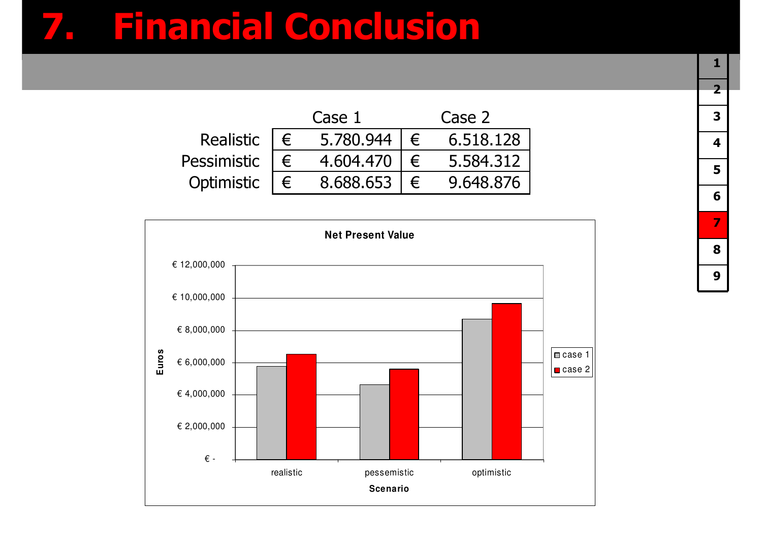# 7. Financial Conclusion

| | Case 1 | Case 2 |
|---|---|---|
| Realistic | € 5.780.944 | € 6.518.128 |
| Pessimistic | € 4.604.470 | € 5.584.312 |
| Optimistic | € 8.688.653 | € 9.648.876 |

**Net Present Value**

| Scenario | case 1 | case 2 |
|---|---|---|
| realistic | € 5.780.944 | € 6.518.128 |
| pessemistic | € 4.604.470 | € 5.584.312 |
| optimistic | € 8.688.653 | € 9.648.876 |

Euros

Scenario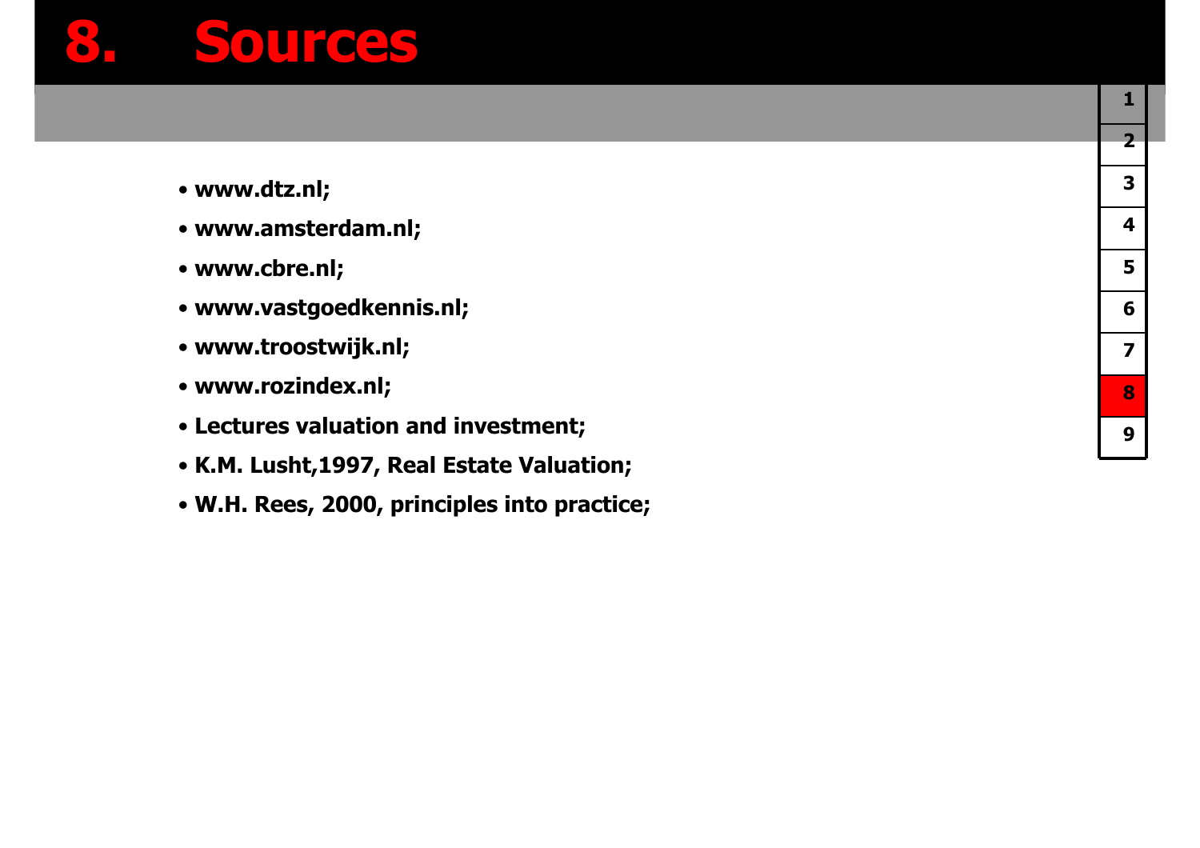# 8. Sources

- www.dtz.nl;
- www.amsterdam.nl;
- www.cbre.nl;
- www.vastgoedkennis.nl;
- www.troostwijk.nl;
- www.rozindex.nl;
- Lectures valuation and investment;
- K.M. Lusht,1997, Real Estate Valuation;
- W.H. Rees, 2000, principles into practice;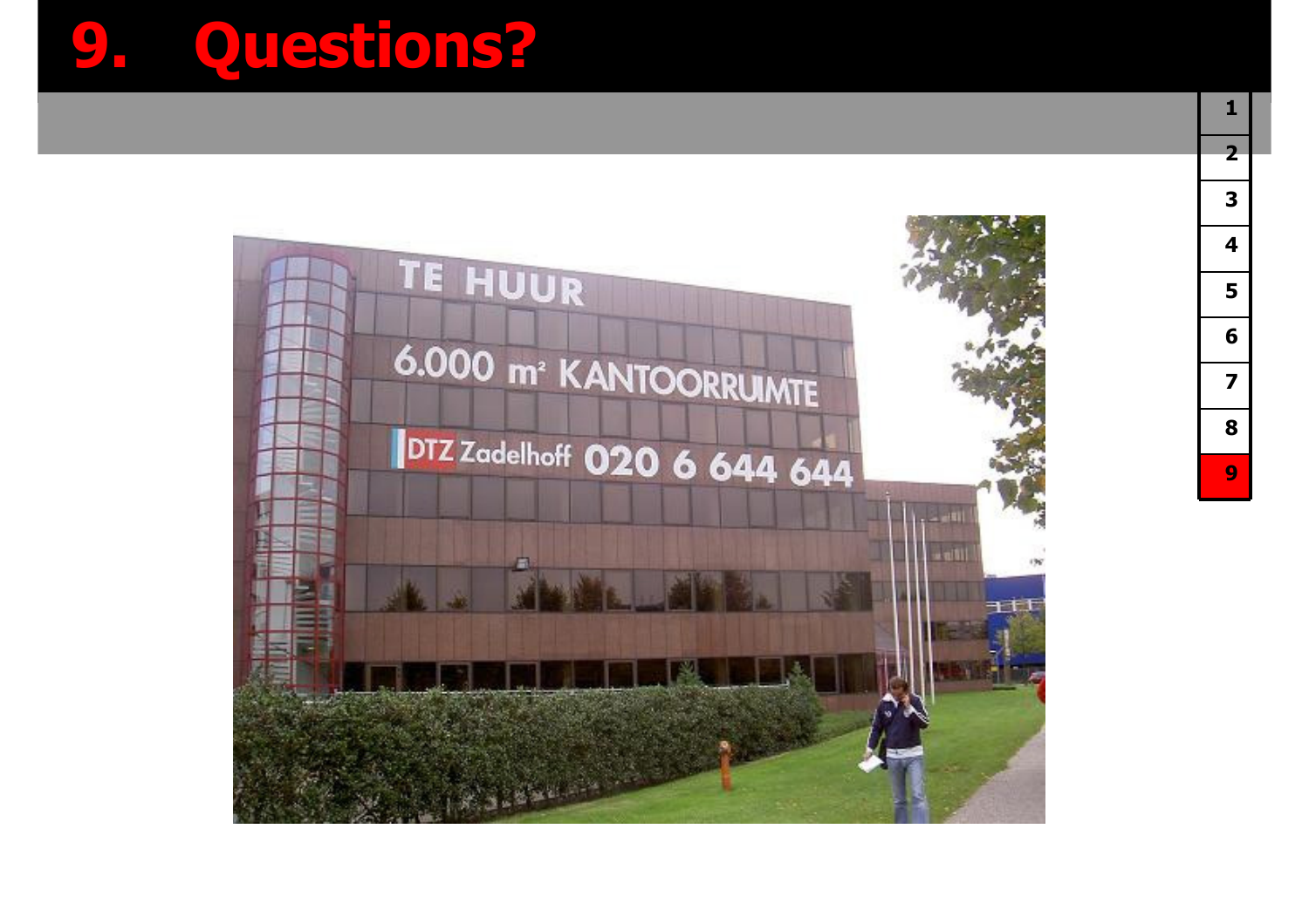# 9. Questions?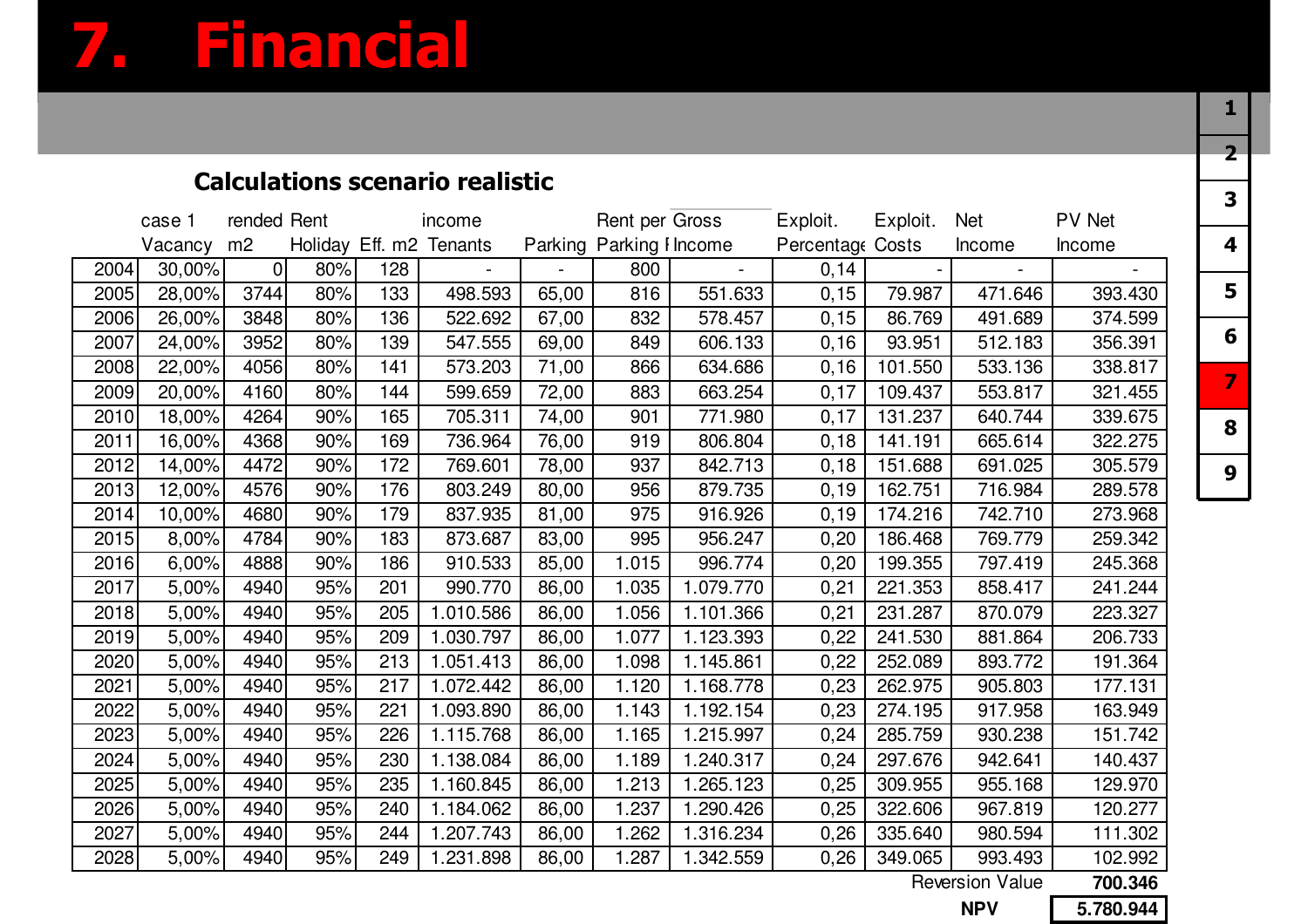# 7. Financial

## Calculations scenario realistic

| | case 1 Vacancy | rended m2 | Rent Holiday | Eff. m2 | income Tenants | Parking | Rent per Parking I | Gross Income | Exploit. Percentage | Exploit. Costs | Net Income | PV Net Income |
|---|---|---|---|---|---|---|---|---|---|---|---|---|
| 2004 | 30,00% | 0 | 80% | 128 | - | - | 800 | - | 0,14 | - | - | - |
| 2005 | 28,00% | 3744 | 80% | 133 | 498.593 | 65,00 | 816 | 551.633 | 0,15 | 79.987 | 471.646 | 393.430 |
| 2006 | 26,00% | 3848 | 80% | 136 | 522.692 | 67,00 | 832 | 578.457 | 0,15 | 86.769 | 491.689 | 374.599 |
| 2007 | 24,00% | 3952 | 80% | 139 | 547.555 | 69,00 | 849 | 606.133 | 0,16 | 93.951 | 512.183 | 356.391 |
| 2008 | 22,00% | 4056 | 80% | 141 | 573.203 | 71,00 | 866 | 634.686 | 0,16 | 101.550 | 533.136 | 338.817 |
| 2009 | 20,00% | 4160 | 80% | 144 | 599.659 | 72,00 | 883 | 663.254 | 0,17 | 109.437 | 553.817 | 321.455 |
| 2010 | 18,00% | 4264 | 90% | 165 | 705.311 | 74,00 | 901 | 771.980 | 0,17 | 131.237 | 640.744 | 339.675 |
| 2011 | 16,00% | 4368 | 90% | 169 | 736.964 | 76,00 | 919 | 806.804 | 0,18 | 141.191 | 665.614 | 322.275 |
| 2012 | 14,00% | 4472 | 90% | 172 | 769.601 | 78,00 | 937 | 842.713 | 0,18 | 151.688 | 691.025 | 305.579 |
| 2013 | 12,00% | 4576 | 90% | 176 | 803.249 | 80,00 | 956 | 879.735 | 0,19 | 162.751 | 716.984 | 289.578 |
| 2014 | 10,00% | 4680 | 90% | 179 | 837.935 | 81,00 | 975 | 916.926 | 0,19 | 174.216 | 742.710 | 273.968 |
| 2015 | 8,00% | 4784 | 90% | 183 | 873.687 | 83,00 | 995 | 956.247 | 0,20 | 186.468 | 769.779 | 259.342 |
| 2016 | 6,00% | 4888 | 90% | 186 | 910.533 | 85,00 | 1.015 | 996.774 | 0,20 | 199.355 | 797.419 | 245.368 |
| 2017 | 5,00% | 4940 | 95% | 201 | 990.770 | 86,00 | 1.035 | 1.079.770 | 0,21 | 221.353 | 858.417 | 241.244 |
| 2018 | 5,00% | 4940 | 95% | 205 | 1.010.586 | 86,00 | 1.056 | 1.101.366 | 0,21 | 231.287 | 870.079 | 223.327 |
| 2019 | 5,00% | 4940 | 95% | 209 | 1.030.797 | 86,00 | 1.077 | 1.123.393 | 0,22 | 241.530 | 881.864 | 206.733 |
| 2020 | 5,00% | 4940 | 95% | 213 | 1.051.413 | 86,00 | 1.098 | 1.145.861 | 0,22 | 252.089 | 893.772 | 191.364 |
| 2021 | 5,00% | 4940 | 95% | 217 | 1.072.442 | 86,00 | 1.120 | 1.168.778 | 0,23 | 262.975 | 905.803 | 177.131 |
| 2022 | 5,00% | 4940 | 95% | 221 | 1.093.890 | 86,00 | 1.143 | 1.192.154 | 0,23 | 274.195 | 917.958 | 163.949 |
| 2023 | 5,00% | 4940 | 95% | 226 | 1.115.768 | 86,00 | 1.165 | 1.215.997 | 0,24 | 285.759 | 930.238 | 151.742 |
| 2024 | 5,00% | 4940 | 95% | 230 | 1.138.084 | 86,00 | 1.189 | 1.240.317 | 0,24 | 297.676 | 942.641 | 140.437 |
| 2025 | 5,00% | 4940 | 95% | 235 | 1.160.845 | 86,00 | 1.213 | 1.265.123 | 0,25 | 309.955 | 955.168 | 129.970 |
| 2026 | 5,00% | 4940 | 95% | 240 | 1.184.062 | 86,00 | 1.237 | 1.290.426 | 0,25 | 322.606 | 967.819 | 120.277 |
| 2027 | 5,00% | 4940 | 95% | 244 | 1.207.743 | 86,00 | 1.262 | 1.316.234 | 0,26 | 335.640 | 980.594 | 111.302 |
| 2028 | 5,00% | 4940 | 95% | 249 | 1.231.898 | 86,00 | 1.287 | 1.342.559 | 0,26 | 349.065 | 993.493 | 102.992 |
| | | | | | | | | | | | Reversion Value | **700.346** |
| | | | | | | | | | | | **NPV** | **5.780.944** |